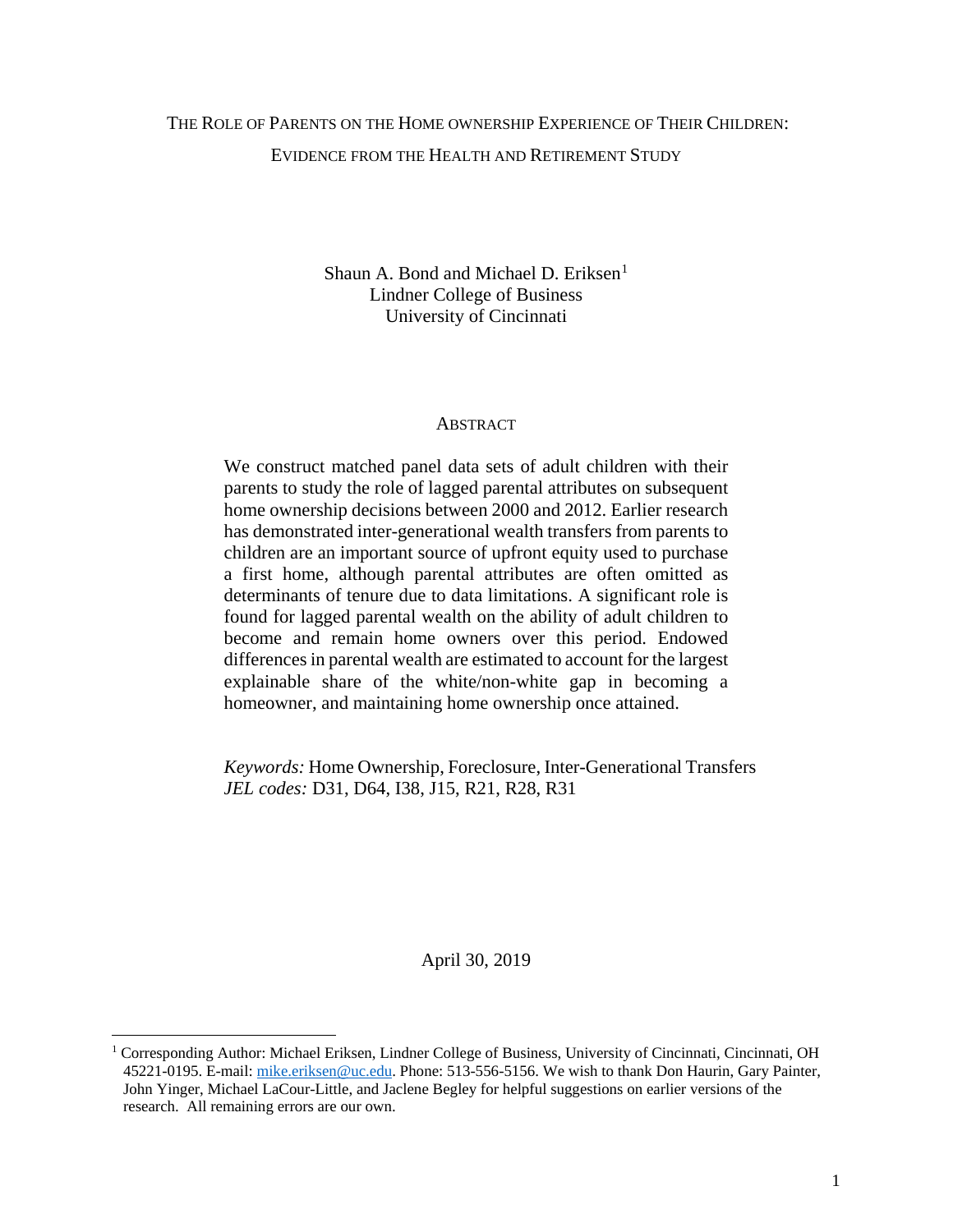# The Role of Parents on the Home ownership Experience of Their Children: Evidence from the Health and Retirement Study

Shaun A. Bond and Michael D. Eriksen[1]
Lindner College of Business
University of Cincinnati

## Abstract

We construct matched panel data sets of adult children with their parents to study the role of lagged parental attributes on subsequent home ownership decisions between 2000 and 2012. Earlier research has demonstrated inter-generational wealth transfers from parents to children are an important source of upfront equity used to purchase a first home, although parental attributes are often omitted as determinants of tenure due to data limitations. A significant role is found for lagged parental wealth on the ability of adult children to become and remain home owners over this period. Endowed differences in parental wealth are estimated to account for the largest explainable share of the white/non-white gap in becoming a homeowner, and maintaining home ownership once attained.

*Keywords:* Home Ownership, Foreclosure, Inter-Generational Transfers
*JEL codes:* D31, D64, I38, J15, R21, R28, R31

April 30, 2019

[1] Corresponding Author: Michael Eriksen, Lindner College of Business, University of Cincinnati, Cincinnati, OH 45221-0195. E-mail: mike.eriksen@uc.edu. Phone: 513-556-5156. We wish to thank Don Haurin, Gary Painter, John Yinger, Michael LaCour-Little, and Jaclene Begley for helpful suggestions on earlier versions of the research. All remaining errors are our own.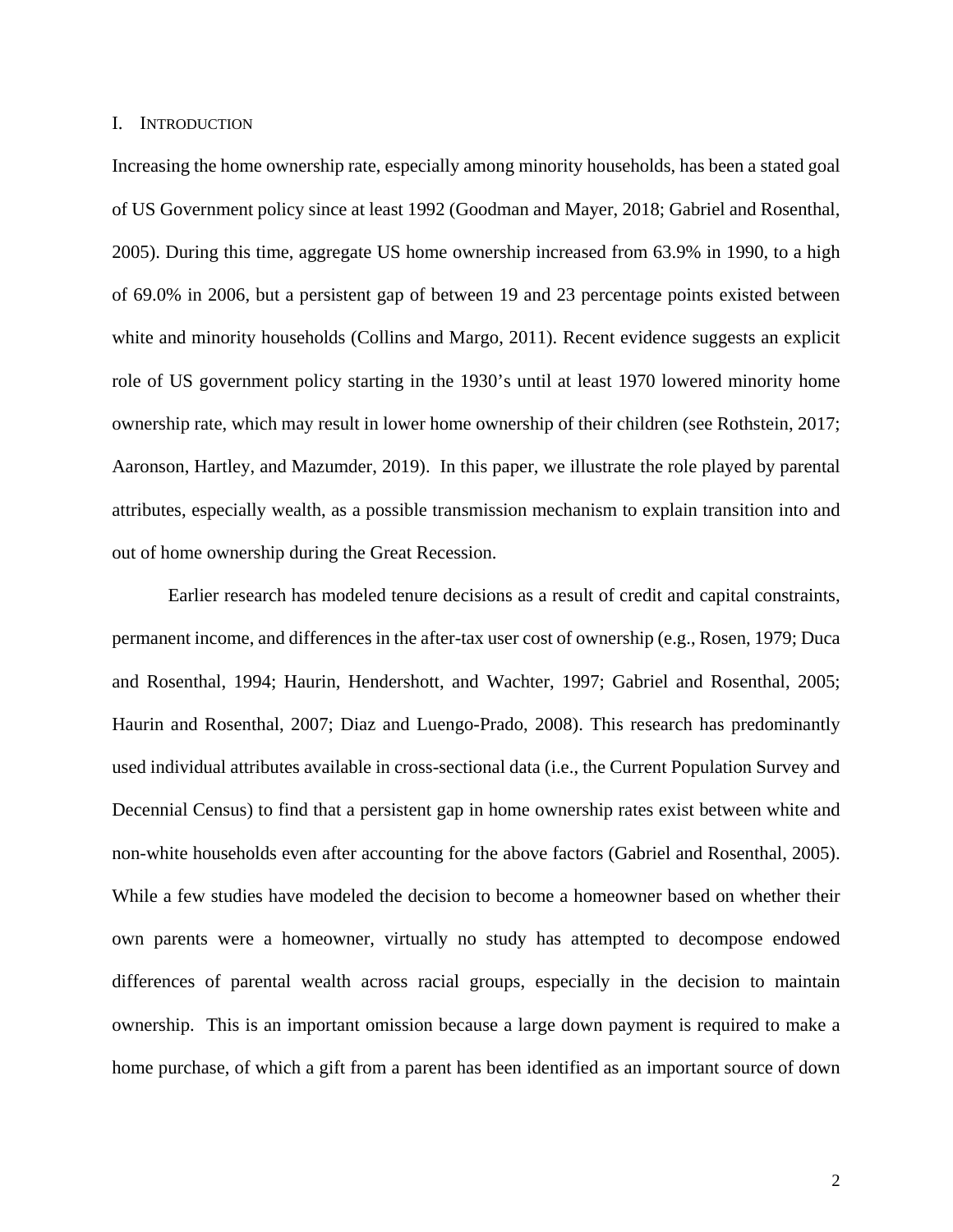## I. INTRODUCTION

Increasing the home ownership rate, especially among minority households, has been a stated goal of US Government policy since at least 1992 (Goodman and Mayer, 2018; Gabriel and Rosenthal, 2005). During this time, aggregate US home ownership increased from 63.9% in 1990, to a high of 69.0% in 2006, but a persistent gap of between 19 and 23 percentage points existed between white and minority households (Collins and Margo, 2011). Recent evidence suggests an explicit role of US government policy starting in the 1930's until at least 1970 lowered minority home ownership rate, which may result in lower home ownership of their children (see Rothstein, 2017; Aaronson, Hartley, and Mazumder, 2019). In this paper, we illustrate the role played by parental attributes, especially wealth, as a possible transmission mechanism to explain transition into and out of home ownership during the Great Recession.

Earlier research has modeled tenure decisions as a result of credit and capital constraints, permanent income, and differences in the after-tax user cost of ownership (e.g., Rosen, 1979; Duca and Rosenthal, 1994; Haurin, Hendershott, and Wachter, 1997; Gabriel and Rosenthal, 2005; Haurin and Rosenthal, 2007; Diaz and Luengo-Prado, 2008). This research has predominantly used individual attributes available in cross-sectional data (i.e., the Current Population Survey and Decennial Census) to find that a persistent gap in home ownership rates exist between white and non-white households even after accounting for the above factors (Gabriel and Rosenthal, 2005). While a few studies have modeled the decision to become a homeowner based on whether their own parents were a homeowner, virtually no study has attempted to decompose endowed differences of parental wealth across racial groups, especially in the decision to maintain ownership. This is an important omission because a large down payment is required to make a home purchase, of which a gift from a parent has been identified as an important source of down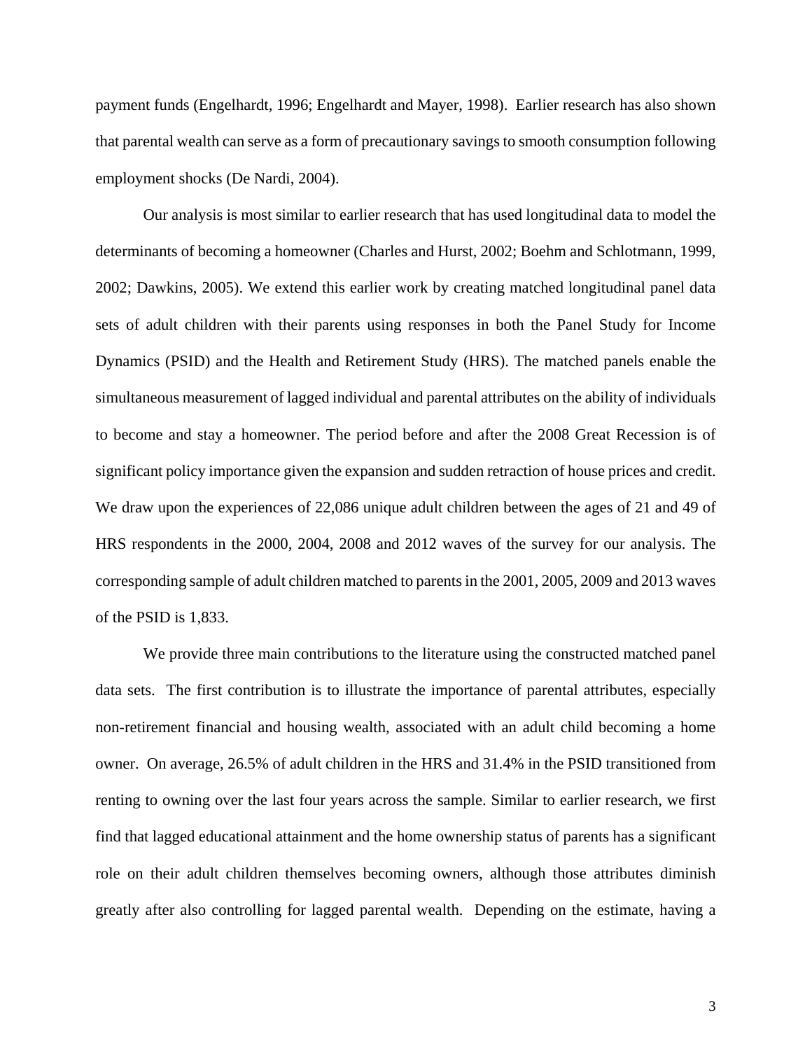payment funds (Engelhardt, 1996; Engelhardt and Mayer, 1998). Earlier research has also shown that parental wealth can serve as a form of precautionary savings to smooth consumption following employment shocks (De Nardi, 2004).

Our analysis is most similar to earlier research that has used longitudinal data to model the determinants of becoming a homeowner (Charles and Hurst, 2002; Boehm and Schlotmann, 1999, 2002; Dawkins, 2005). We extend this earlier work by creating matched longitudinal panel data sets of adult children with their parents using responses in both the Panel Study for Income Dynamics (PSID) and the Health and Retirement Study (HRS). The matched panels enable the simultaneous measurement of lagged individual and parental attributes on the ability of individuals to become and stay a homeowner. The period before and after the 2008 Great Recession is of significant policy importance given the expansion and sudden retraction of house prices and credit. We draw upon the experiences of 22,086 unique adult children between the ages of 21 and 49 of HRS respondents in the 2000, 2004, 2008 and 2012 waves of the survey for our analysis. The corresponding sample of adult children matched to parents in the 2001, 2005, 2009 and 2013 waves of the PSID is 1,833.

We provide three main contributions to the literature using the constructed matched panel data sets. The first contribution is to illustrate the importance of parental attributes, especially non-retirement financial and housing wealth, associated with an adult child becoming a home owner. On average, 26.5% of adult children in the HRS and 31.4% in the PSID transitioned from renting to owning over the last four years across the sample. Similar to earlier research, we first find that lagged educational attainment and the home ownership status of parents has a significant role on their adult children themselves becoming owners, although those attributes diminish greatly after also controlling for lagged parental wealth. Depending on the estimate, having a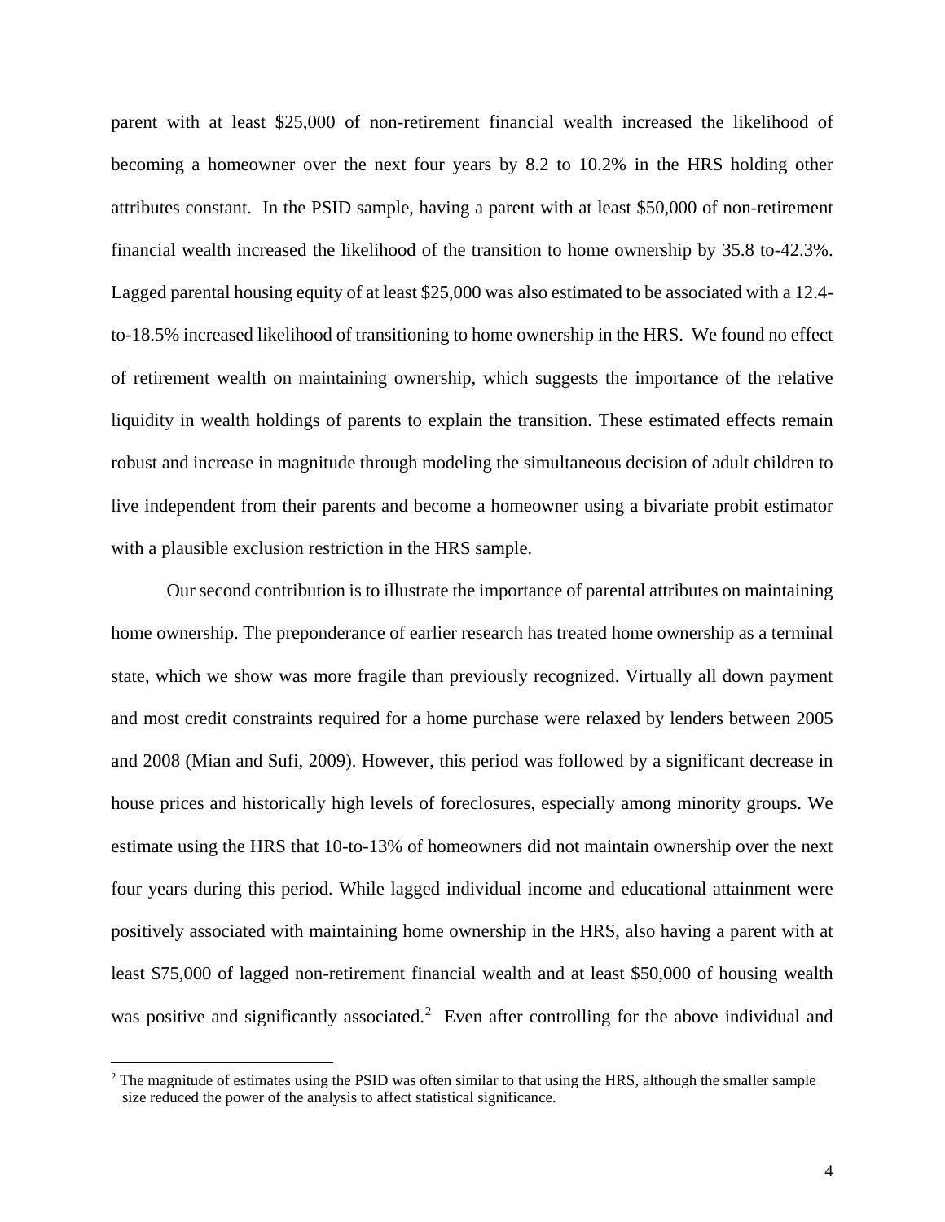parent with at least $25,000 of non-retirement financial wealth increased the likelihood of becoming a homeowner over the next four years by 8.2 to 10.2% in the HRS holding other attributes constant. In the PSID sample, having a parent with at least $50,000 of non-retirement financial wealth increased the likelihood of the transition to home ownership by 35.8 to-42.3%. Lagged parental housing equity of at least $25,000 was also estimated to be associated with a 12.4-to-18.5% increased likelihood of transitioning to home ownership in the HRS. We found no effect of retirement wealth on maintaining ownership, which suggests the importance of the relative liquidity in wealth holdings of parents to explain the transition. These estimated effects remain robust and increase in magnitude through modeling the simultaneous decision of adult children to live independent from their parents and become a homeowner using a bivariate probit estimator with a plausible exclusion restriction in the HRS sample.

Our second contribution is to illustrate the importance of parental attributes on maintaining home ownership. The preponderance of earlier research has treated home ownership as a terminal state, which we show was more fragile than previously recognized. Virtually all down payment and most credit constraints required for a home purchase were relaxed by lenders between 2005 and 2008 (Mian and Sufi, 2009). However, this period was followed by a significant decrease in house prices and historically high levels of foreclosures, especially among minority groups. We estimate using the HRS that 10-to-13% of homeowners did not maintain ownership over the next four years during this period. While lagged individual income and educational attainment were positively associated with maintaining home ownership in the HRS, also having a parent with at least $75,000 of lagged non-retirement financial wealth and at least $50,000 of housing wealth was positive and significantly associated.[2] Even after controlling for the above individual and

[2] The magnitude of estimates using the PSID was often similar to that using the HRS, although the smaller sample size reduced the power of the analysis to affect statistical significance.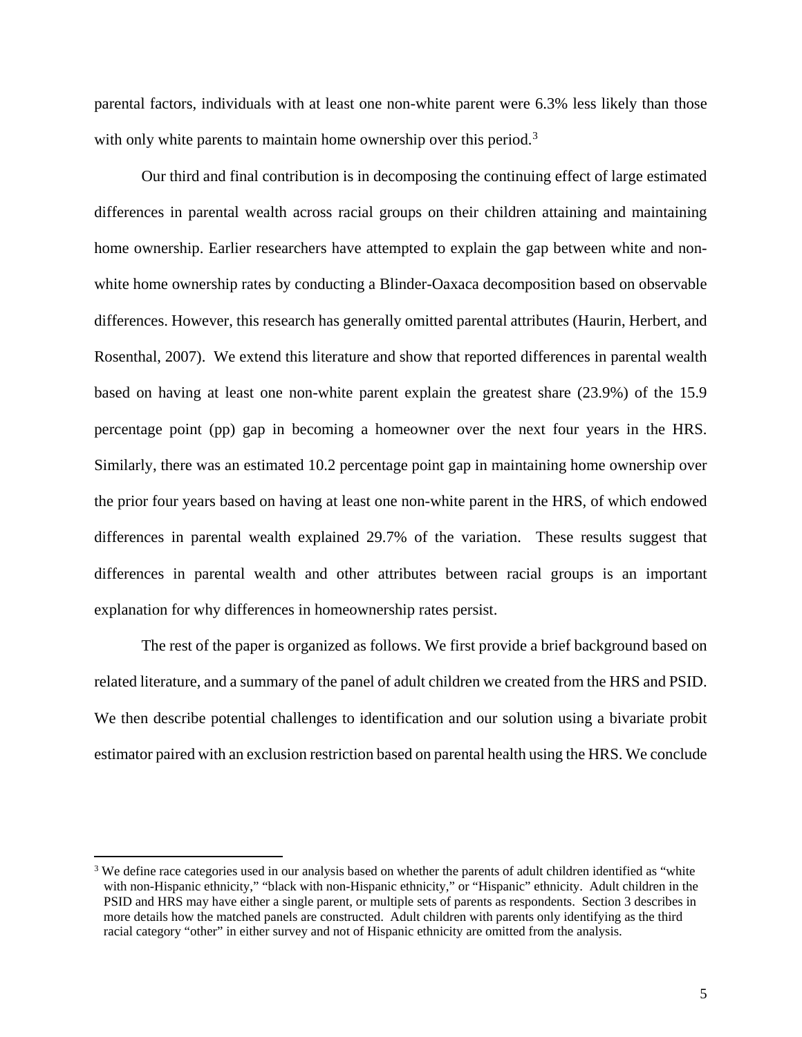parental factors, individuals with at least one non-white parent were 6.3% less likely than those with only white parents to maintain home ownership over this period.[3]

Our third and final contribution is in decomposing the continuing effect of large estimated differences in parental wealth across racial groups on their children attaining and maintaining home ownership. Earlier researchers have attempted to explain the gap between white and non-white home ownership rates by conducting a Blinder-Oaxaca decomposition based on observable differences. However, this research has generally omitted parental attributes (Haurin, Herbert, and Rosenthal, 2007). We extend this literature and show that reported differences in parental wealth based on having at least one non-white parent explain the greatest share (23.9%) of the 15.9 percentage point (pp) gap in becoming a homeowner over the next four years in the HRS. Similarly, there was an estimated 10.2 percentage point gap in maintaining home ownership over the prior four years based on having at least one non-white parent in the HRS, of which endowed differences in parental wealth explained 29.7% of the variation. These results suggest that differences in parental wealth and other attributes between racial groups is an important explanation for why differences in homeownership rates persist.

The rest of the paper is organized as follows. We first provide a brief background based on related literature, and a summary of the panel of adult children we created from the HRS and PSID. We then describe potential challenges to identification and our solution using a bivariate probit estimator paired with an exclusion restriction based on parental health using the HRS. We conclude

---

[3] We define race categories used in our analysis based on whether the parents of adult children identified as "white with non-Hispanic ethnicity," "black with non-Hispanic ethnicity," or "Hispanic" ethnicity. Adult children in the PSID and HRS may have either a single parent, or multiple sets of parents as respondents. Section 3 describes in more details how the matched panels are constructed. Adult children with parents only identifying as the third racial category "other" in either survey and not of Hispanic ethnicity are omitted from the analysis.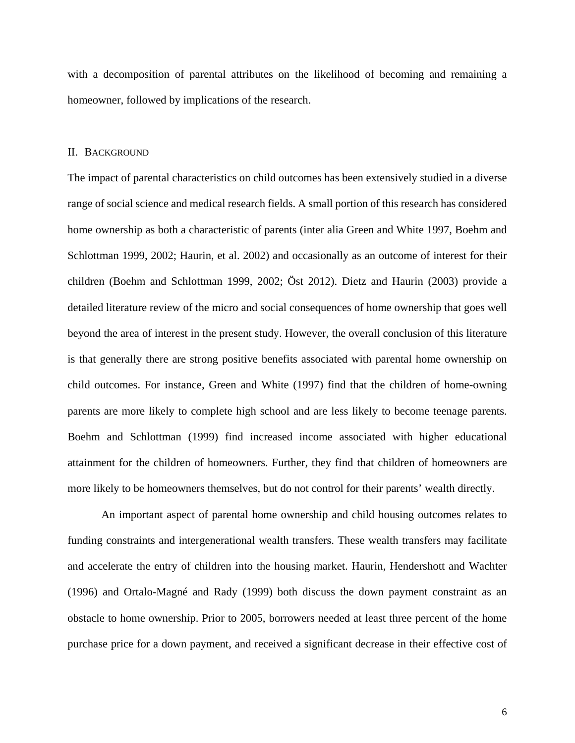with a decomposition of parental attributes on the likelihood of becoming and remaining a homeowner, followed by implications of the research.

## II. BACKGROUND

The impact of parental characteristics on child outcomes has been extensively studied in a diverse range of social science and medical research fields. A small portion of this research has considered home ownership as both a characteristic of parents (inter alia Green and White 1997, Boehm and Schlottman 1999, 2002; Haurin, et al. 2002) and occasionally as an outcome of interest for their children (Boehm and Schlottman 1999, 2002; Öst 2012). Dietz and Haurin (2003) provide a detailed literature review of the micro and social consequences of home ownership that goes well beyond the area of interest in the present study. However, the overall conclusion of this literature is that generally there are strong positive benefits associated with parental home ownership on child outcomes. For instance, Green and White (1997) find that the children of home-owning parents are more likely to complete high school and are less likely to become teenage parents. Boehm and Schlottman (1999) find increased income associated with higher educational attainment for the children of homeowners. Further, they find that children of homeowners are more likely to be homeowners themselves, but do not control for their parents' wealth directly.

An important aspect of parental home ownership and child housing outcomes relates to funding constraints and intergenerational wealth transfers. These wealth transfers may facilitate and accelerate the entry of children into the housing market. Haurin, Hendershott and Wachter (1996) and Ortalo-Magné and Rady (1999) both discuss the down payment constraint as an obstacle to home ownership. Prior to 2005, borrowers needed at least three percent of the home purchase price for a down payment, and received a significant decrease in their effective cost of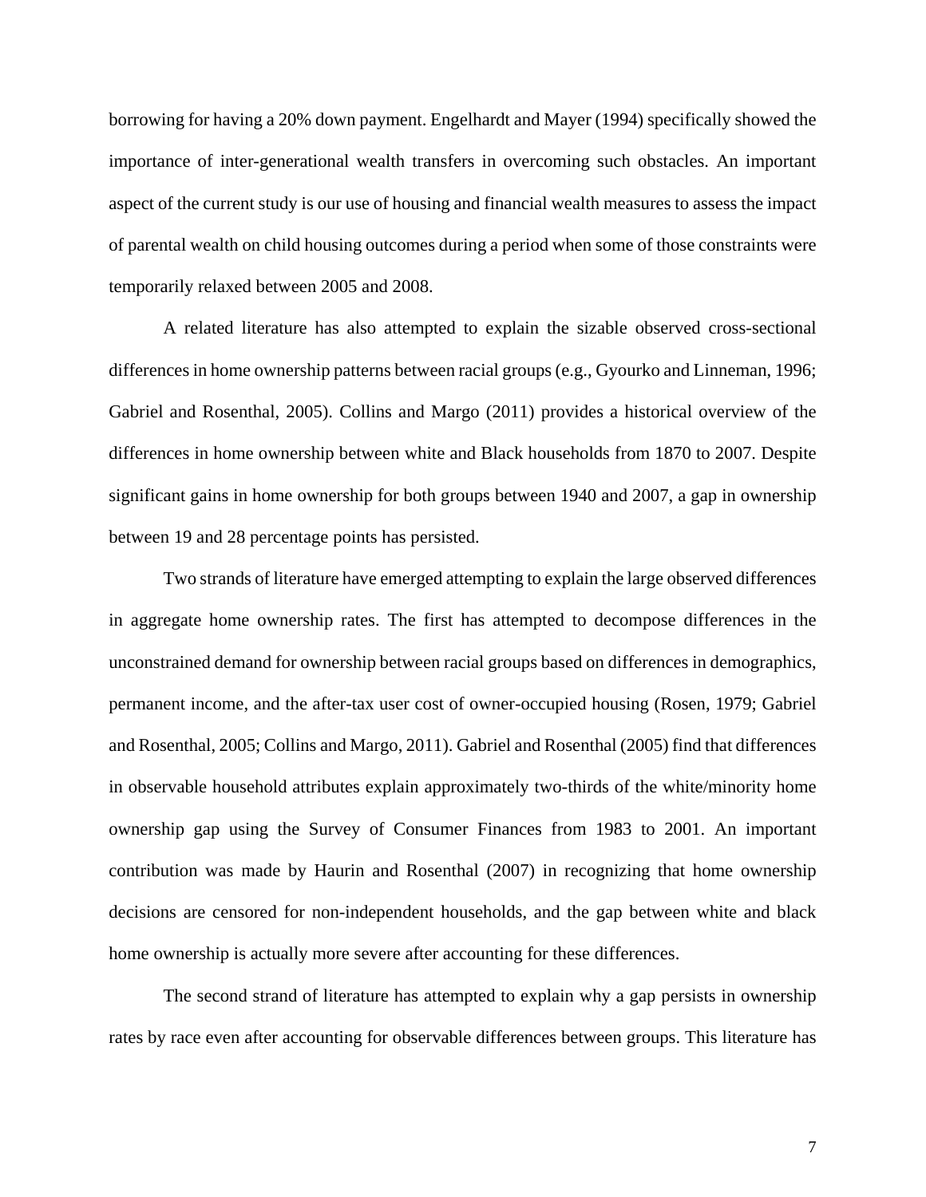borrowing for having a 20% down payment. Engelhardt and Mayer (1994) specifically showed the importance of inter-generational wealth transfers in overcoming such obstacles. An important aspect of the current study is our use of housing and financial wealth measures to assess the impact of parental wealth on child housing outcomes during a period when some of those constraints were temporarily relaxed between 2005 and 2008.

A related literature has also attempted to explain the sizable observed cross-sectional differences in home ownership patterns between racial groups (e.g., Gyourko and Linneman, 1996; Gabriel and Rosenthal, 2005). Collins and Margo (2011) provides a historical overview of the differences in home ownership between white and Black households from 1870 to 2007. Despite significant gains in home ownership for both groups between 1940 and 2007, a gap in ownership between 19 and 28 percentage points has persisted.

Two strands of literature have emerged attempting to explain the large observed differences in aggregate home ownership rates. The first has attempted to decompose differences in the unconstrained demand for ownership between racial groups based on differences in demographics, permanent income, and the after-tax user cost of owner-occupied housing (Rosen, 1979; Gabriel and Rosenthal, 2005; Collins and Margo, 2011). Gabriel and Rosenthal (2005) find that differences in observable household attributes explain approximately two-thirds of the white/minority home ownership gap using the Survey of Consumer Finances from 1983 to 2001. An important contribution was made by Haurin and Rosenthal (2007) in recognizing that home ownership decisions are censored for non-independent households, and the gap between white and black home ownership is actually more severe after accounting for these differences.

The second strand of literature has attempted to explain why a gap persists in ownership rates by race even after accounting for observable differences between groups. This literature has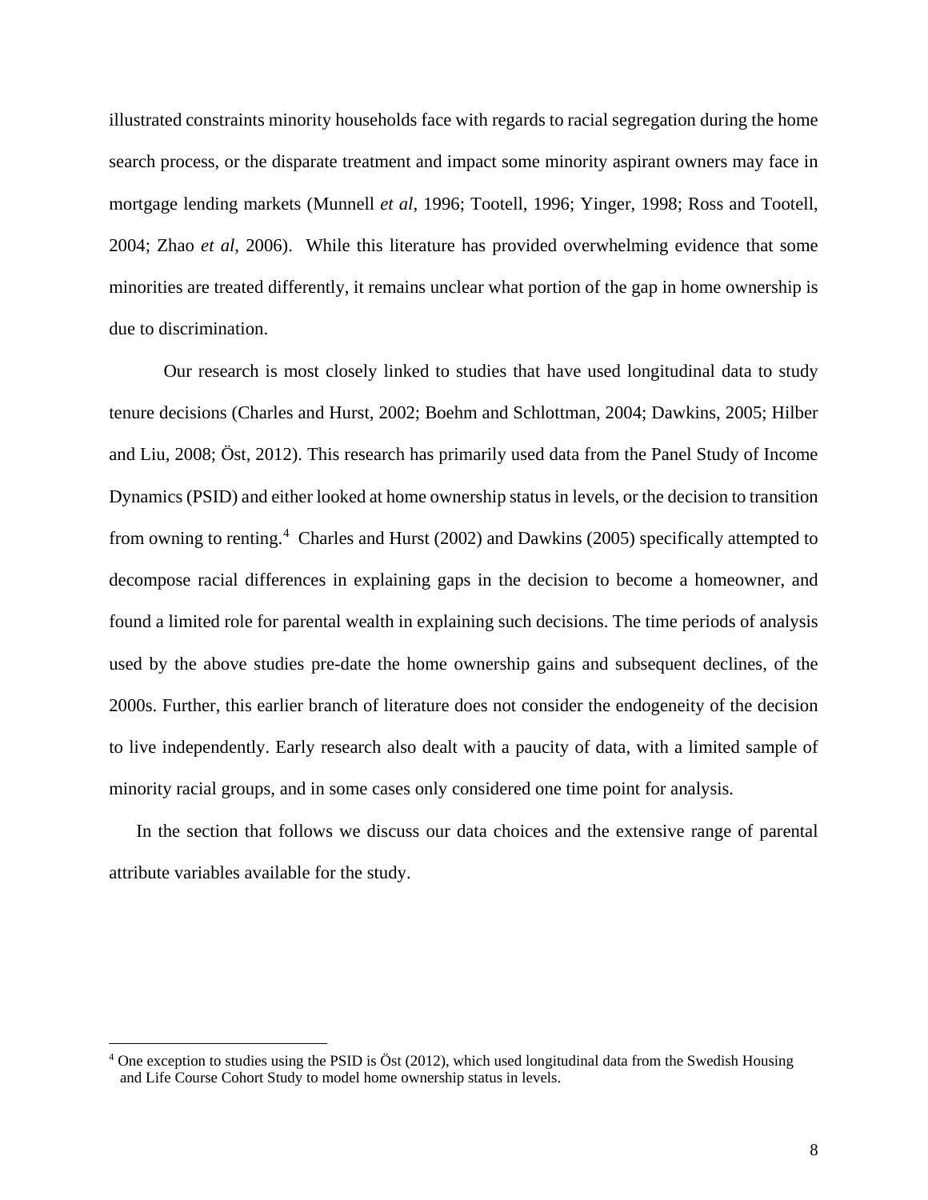illustrated constraints minority households face with regards to racial segregation during the home search process, or the disparate treatment and impact some minority aspirant owners may face in mortgage lending markets (Munnell *et al*, 1996; Tootell, 1996; Yinger, 1998; Ross and Tootell, 2004; Zhao *et al*, 2006). While this literature has provided overwhelming evidence that some minorities are treated differently, it remains unclear what portion of the gap in home ownership is due to discrimination.

Our research is most closely linked to studies that have used longitudinal data to study tenure decisions (Charles and Hurst, 2002; Boehm and Schlottman, 2004; Dawkins, 2005; Hilber and Liu, 2008; Öst, 2012). This research has primarily used data from the Panel Study of Income Dynamics (PSID) and either looked at home ownership status in levels, or the decision to transition from owning to renting.[4] Charles and Hurst (2002) and Dawkins (2005) specifically attempted to decompose racial differences in explaining gaps in the decision to become a homeowner, and found a limited role for parental wealth in explaining such decisions. The time periods of analysis used by the above studies pre-date the home ownership gains and subsequent declines, of the 2000s. Further, this earlier branch of literature does not consider the endogeneity of the decision to live independently. Early research also dealt with a paucity of data, with a limited sample of minority racial groups, and in some cases only considered one time point for analysis.

In the section that follows we discuss our data choices and the extensive range of parental attribute variables available for the study.

[4] One exception to studies using the PSID is Öst (2012), which used longitudinal data from the Swedish Housing and Life Course Cohort Study to model home ownership status in levels.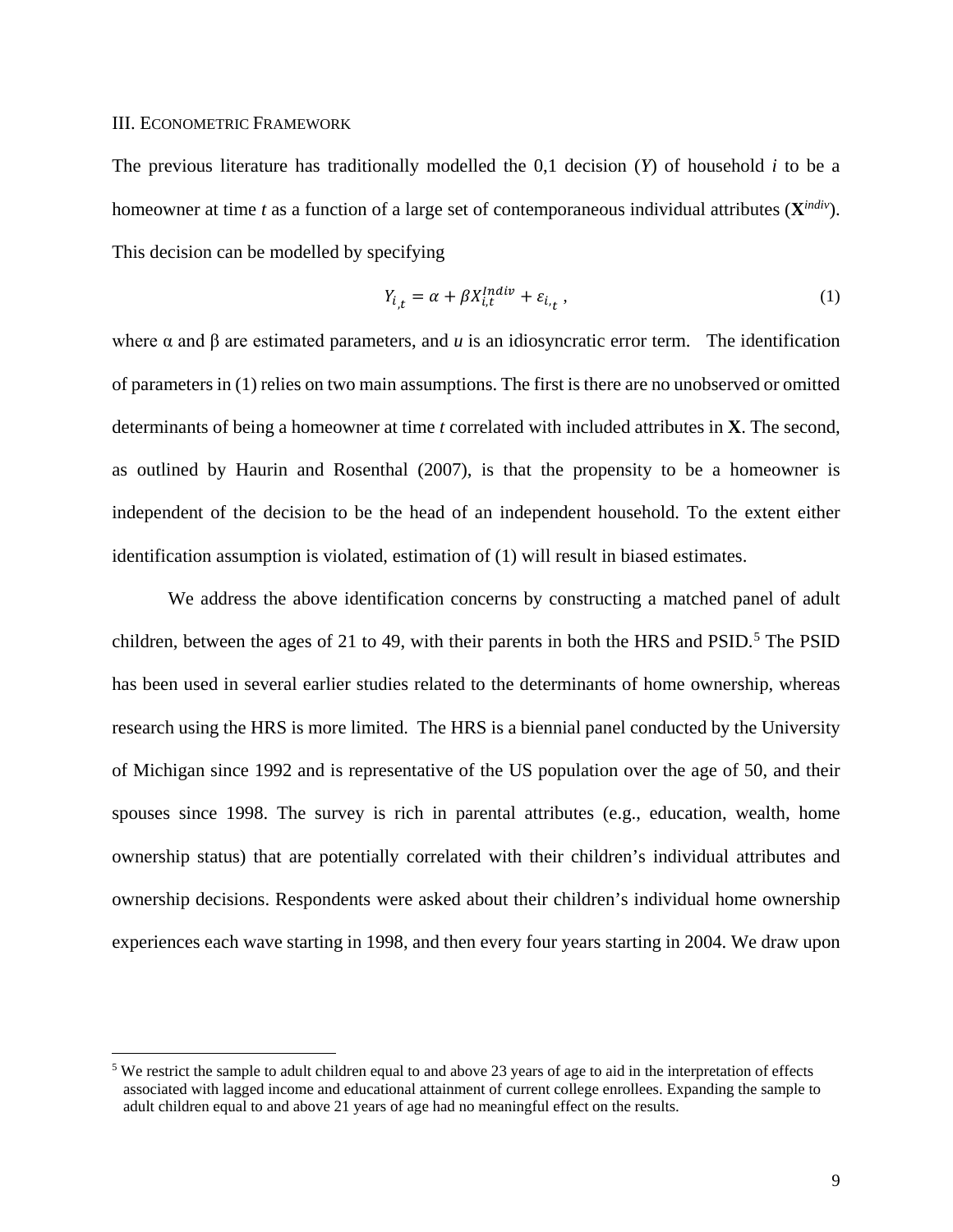III. ECONOMETRIC FRAMEWORK

The previous literature has traditionally modelled the 0,1 decision (*Y*) of household *i* to be a homeowner at time *t* as a function of a large set of contemporaneous individual attributes ($\mathbf{X}^{indiv}$). This decision can be modelled by specifying

$$Y_{i,t} = \alpha + \beta X_{i,t}^{Indiv} + \varepsilon_{i,t} \, , \tag{1}$$

where α and β are estimated parameters, and *u* is an idiosyncratic error term. The identification of parameters in (1) relies on two main assumptions. The first is there are no unobserved or omitted determinants of being a homeowner at time *t* correlated with included attributes in **X**. The second, as outlined by Haurin and Rosenthal (2007), is that the propensity to be a homeowner is independent of the decision to be the head of an independent household. To the extent either identification assumption is violated, estimation of (1) will result in biased estimates.

We address the above identification concerns by constructing a matched panel of adult children, between the ages of 21 to 49, with their parents in both the HRS and PSID.[5] The PSID has been used in several earlier studies related to the determinants of home ownership, whereas research using the HRS is more limited. The HRS is a biennial panel conducted by the University of Michigan since 1992 and is representative of the US population over the age of 50, and their spouses since 1998. The survey is rich in parental attributes (e.g., education, wealth, home ownership status) that are potentially correlated with their children's individual attributes and ownership decisions. Respondents were asked about their children's individual home ownership experiences each wave starting in 1998, and then every four years starting in 2004. We draw upon

[5] We restrict the sample to adult children equal to and above 23 years of age to aid in the interpretation of effects associated with lagged income and educational attainment of current college enrollees. Expanding the sample to adult children equal to and above 21 years of age had no meaningful effect on the results.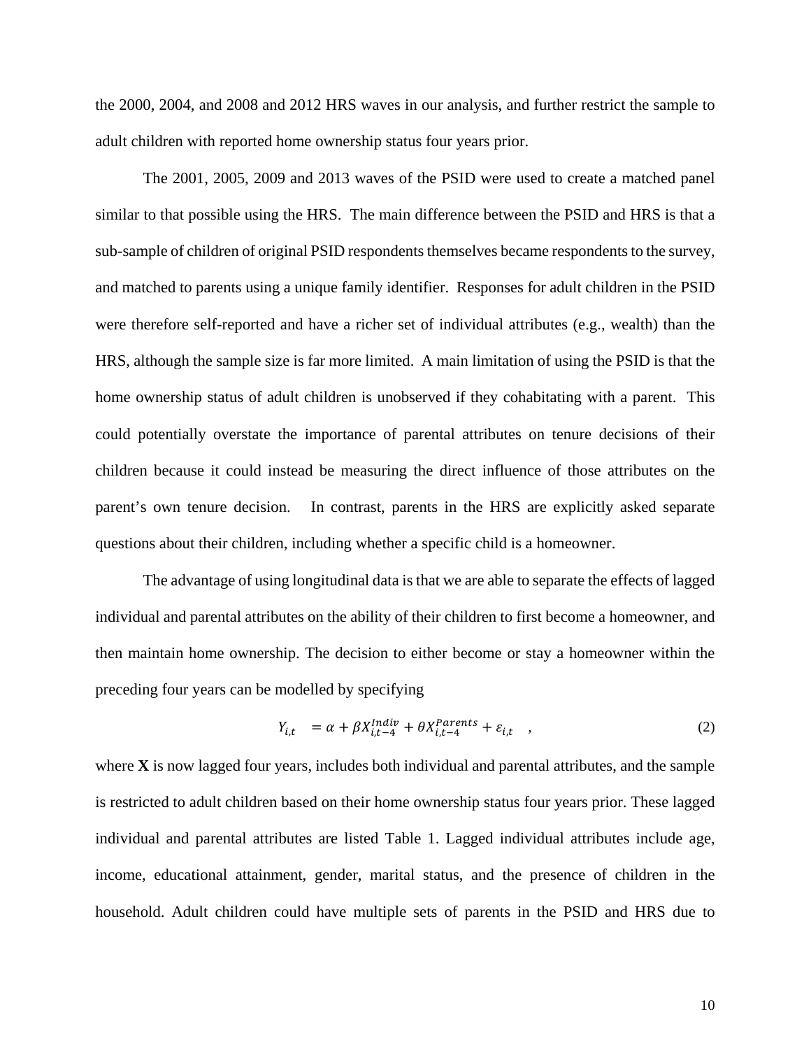the 2000, 2004, and 2008 and 2012 HRS waves in our analysis, and further restrict the sample to adult children with reported home ownership status four years prior.

The 2001, 2005, 2009 and 2013 waves of the PSID were used to create a matched panel similar to that possible using the HRS. The main difference between the PSID and HRS is that a sub-sample of children of original PSID respondents themselves became respondents to the survey, and matched to parents using a unique family identifier. Responses for adult children in the PSID were therefore self-reported and have a richer set of individual attributes (e.g., wealth) than the HRS, although the sample size is far more limited. A main limitation of using the PSID is that the home ownership status of adult children is unobserved if they cohabitating with a parent. This could potentially overstate the importance of parental attributes on tenure decisions of their children because it could instead be measuring the direct influence of those attributes on the parent's own tenure decision. In contrast, parents in the HRS are explicitly asked separate questions about their children, including whether a specific child is a homeowner.

The advantage of using longitudinal data is that we are able to separate the effects of lagged individual and parental attributes on the ability of their children to first become a homeowner, and then maintain home ownership. The decision to either become or stay a homeowner within the preceding four years can be modelled by specifying

$$Y_{i,t} = \alpha + \beta X_{i,t-4}^{Indiv} + \theta X_{i,t-4}^{Parents} + \varepsilon_{i,t} \quad , \tag{2}$$

where **X** is now lagged four years, includes both individual and parental attributes, and the sample is restricted to adult children based on their home ownership status four years prior. These lagged individual and parental attributes are listed Table 1. Lagged individual attributes include age, income, educational attainment, gender, marital status, and the presence of children in the household. Adult children could have multiple sets of parents in the PSID and HRS due to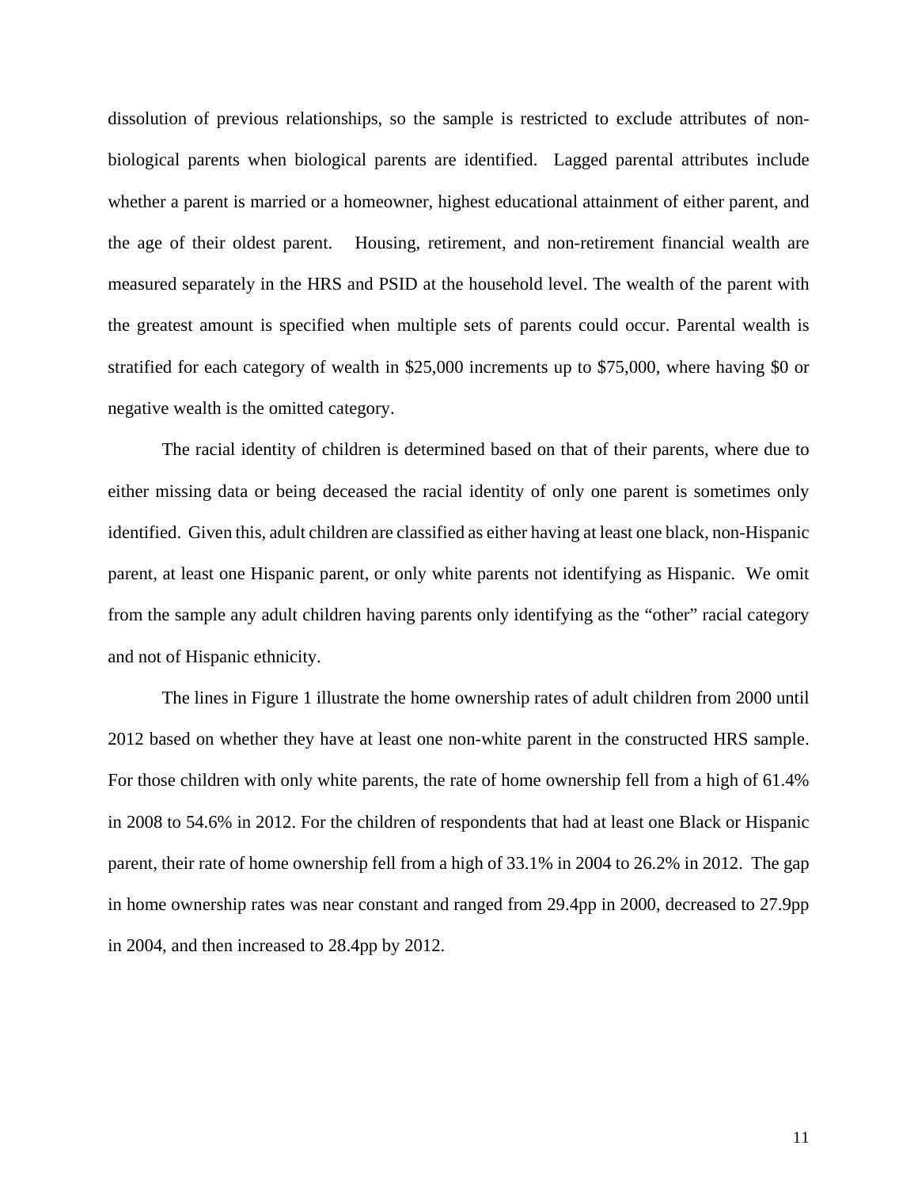dissolution of previous relationships, so the sample is restricted to exclude attributes of non-biological parents when biological parents are identified. Lagged parental attributes include whether a parent is married or a homeowner, highest educational attainment of either parent, and the age of their oldest parent. Housing, retirement, and non-retirement financial wealth are measured separately in the HRS and PSID at the household level. The wealth of the parent with the greatest amount is specified when multiple sets of parents could occur. Parental wealth is stratified for each category of wealth in $25,000 increments up to $75,000, where having $0 or negative wealth is the omitted category.

The racial identity of children is determined based on that of their parents, where due to either missing data or being deceased the racial identity of only one parent is sometimes only identified. Given this, adult children are classified as either having at least one black, non-Hispanic parent, at least one Hispanic parent, or only white parents not identifying as Hispanic. We omit from the sample any adult children having parents only identifying as the "other" racial category and not of Hispanic ethnicity.

The lines in Figure 1 illustrate the home ownership rates of adult children from 2000 until 2012 based on whether they have at least one non-white parent in the constructed HRS sample. For those children with only white parents, the rate of home ownership fell from a high of 61.4% in 2008 to 54.6% in 2012. For the children of respondents that had at least one Black or Hispanic parent, their rate of home ownership fell from a high of 33.1% in 2004 to 26.2% in 2012. The gap in home ownership rates was near constant and ranged from 29.4pp in 2000, decreased to 27.9pp in 2004, and then increased to 28.4pp by 2012.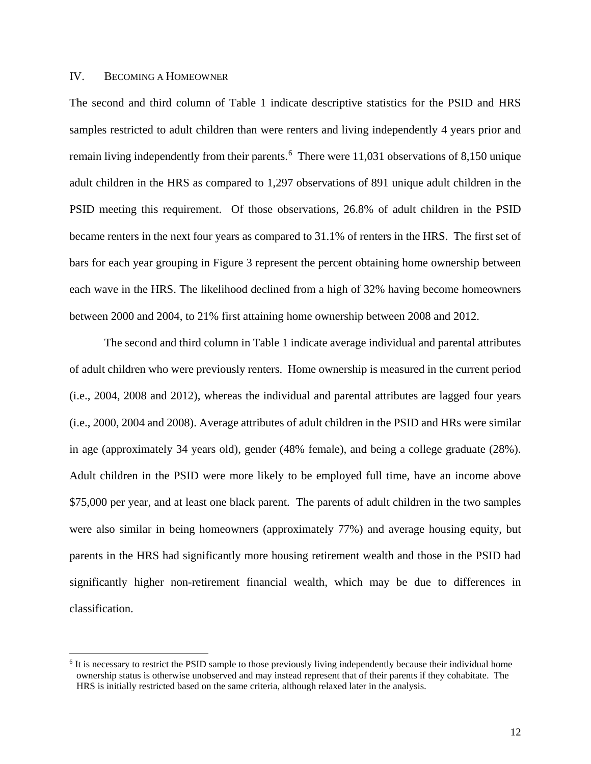## IV. Becoming a Homeowner

The second and third column of Table 1 indicate descriptive statistics for the PSID and HRS samples restricted to adult children than were renters and living independently 4 years prior and remain living independently from their parents.[6] There were 11,031 observations of 8,150 unique adult children in the HRS as compared to 1,297 observations of 891 unique adult children in the PSID meeting this requirement. Of those observations, 26.8% of adult children in the PSID became renters in the next four years as compared to 31.1% of renters in the HRS. The first set of bars for each year grouping in Figure 3 represent the percent obtaining home ownership between each wave in the HRS. The likelihood declined from a high of 32% having become homeowners between 2000 and 2004, to 21% first attaining home ownership between 2008 and 2012.

The second and third column in Table 1 indicate average individual and parental attributes of adult children who were previously renters. Home ownership is measured in the current period (i.e., 2004, 2008 and 2012), whereas the individual and parental attributes are lagged four years (i.e., 2000, 2004 and 2008). Average attributes of adult children in the PSID and HRs were similar in age (approximately 34 years old), gender (48% female), and being a college graduate (28%). Adult children in the PSID were more likely to be employed full time, have an income above $75,000 per year, and at least one black parent. The parents of adult children in the two samples were also similar in being homeowners (approximately 77%) and average housing equity, but parents in the HRS had significantly more housing retirement wealth and those in the PSID had significantly higher non-retirement financial wealth, which may be due to differences in classification.

---

[6] It is necessary to restrict the PSID sample to those previously living independently because their individual home ownership status is otherwise unobserved and may instead represent that of their parents if they cohabitate. The HRS is initially restricted based on the same criteria, although relaxed later in the analysis.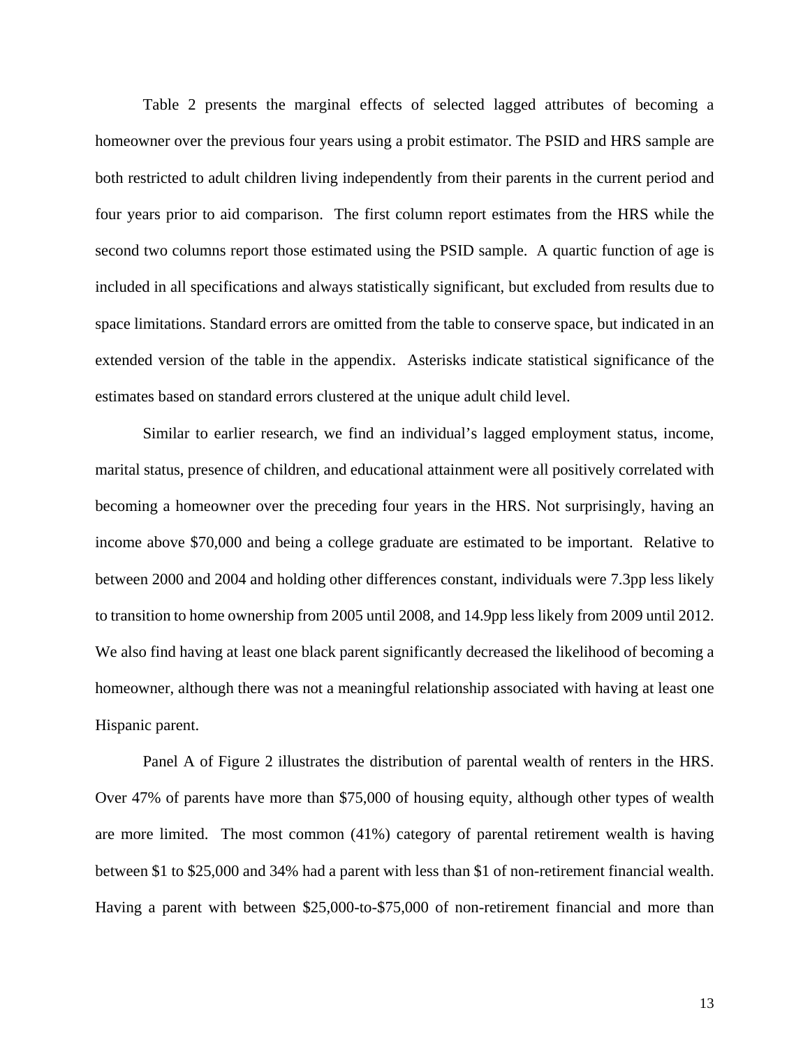Table 2 presents the marginal effects of selected lagged attributes of becoming a homeowner over the previous four years using a probit estimator. The PSID and HRS sample are both restricted to adult children living independently from their parents in the current period and four years prior to aid comparison. The first column report estimates from the HRS while the second two columns report those estimated using the PSID sample. A quartic function of age is included in all specifications and always statistically significant, but excluded from results due to space limitations. Standard errors are omitted from the table to conserve space, but indicated in an extended version of the table in the appendix. Asterisks indicate statistical significance of the estimates based on standard errors clustered at the unique adult child level.

Similar to earlier research, we find an individual's lagged employment status, income, marital status, presence of children, and educational attainment were all positively correlated with becoming a homeowner over the preceding four years in the HRS. Not surprisingly, having an income above $70,000 and being a college graduate are estimated to be important. Relative to between 2000 and 2004 and holding other differences constant, individuals were 7.3pp less likely to transition to home ownership from 2005 until 2008, and 14.9pp less likely from 2009 until 2012. We also find having at least one black parent significantly decreased the likelihood of becoming a homeowner, although there was not a meaningful relationship associated with having at least one Hispanic parent.

Panel A of Figure 2 illustrates the distribution of parental wealth of renters in the HRS. Over 47% of parents have more than $75,000 of housing equity, although other types of wealth are more limited. The most common (41%) category of parental retirement wealth is having between $1 to $25,000 and 34% had a parent with less than $1 of non-retirement financial wealth. Having a parent with between $25,000-to-$75,000 of non-retirement financial and more than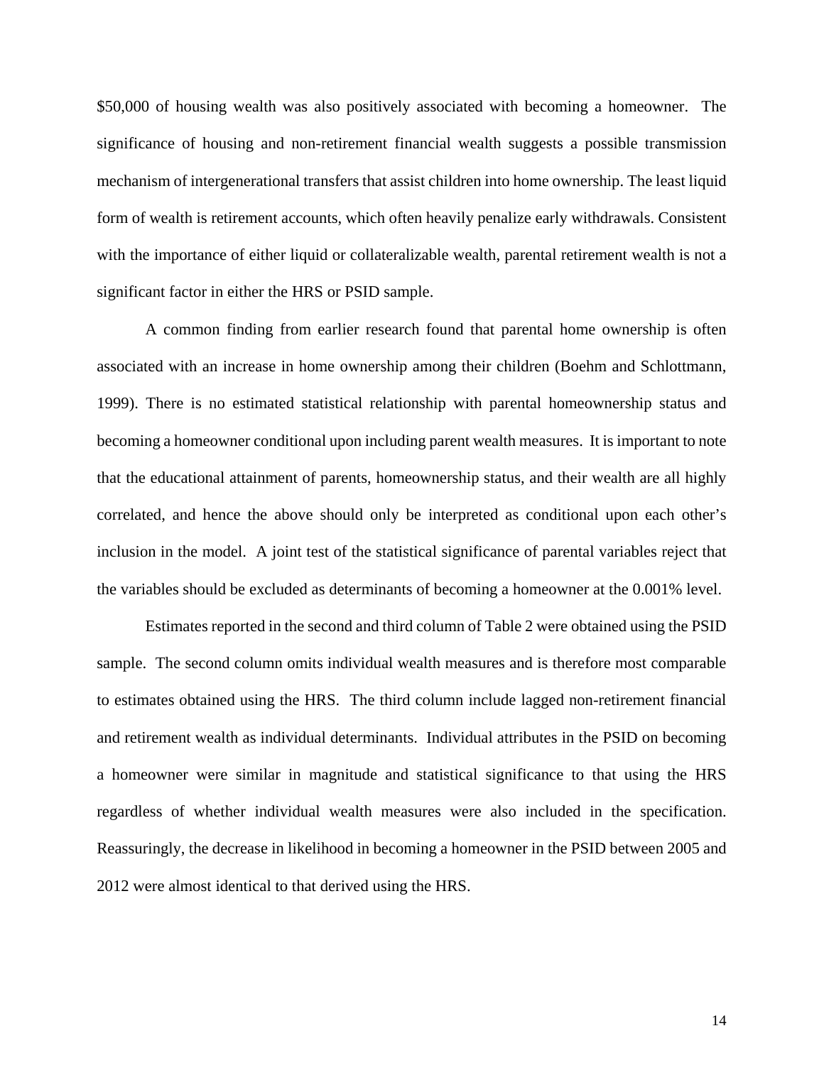$50,000 of housing wealth was also positively associated with becoming a homeowner. The significance of housing and non-retirement financial wealth suggests a possible transmission mechanism of intergenerational transfers that assist children into home ownership. The least liquid form of wealth is retirement accounts, which often heavily penalize early withdrawals. Consistent with the importance of either liquid or collateralizable wealth, parental retirement wealth is not a significant factor in either the HRS or PSID sample.

A common finding from earlier research found that parental home ownership is often associated with an increase in home ownership among their children (Boehm and Schlottmann, 1999). There is no estimated statistical relationship with parental homeownership status and becoming a homeowner conditional upon including parent wealth measures. It is important to note that the educational attainment of parents, homeownership status, and their wealth are all highly correlated, and hence the above should only be interpreted as conditional upon each other's inclusion in the model. A joint test of the statistical significance of parental variables reject that the variables should be excluded as determinants of becoming a homeowner at the 0.001% level.

Estimates reported in the second and third column of Table 2 were obtained using the PSID sample. The second column omits individual wealth measures and is therefore most comparable to estimates obtained using the HRS. The third column include lagged non-retirement financial and retirement wealth as individual determinants. Individual attributes in the PSID on becoming a homeowner were similar in magnitude and statistical significance to that using the HRS regardless of whether individual wealth measures were also included in the specification. Reassuringly, the decrease in likelihood in becoming a homeowner in the PSID between 2005 and 2012 were almost identical to that derived using the HRS.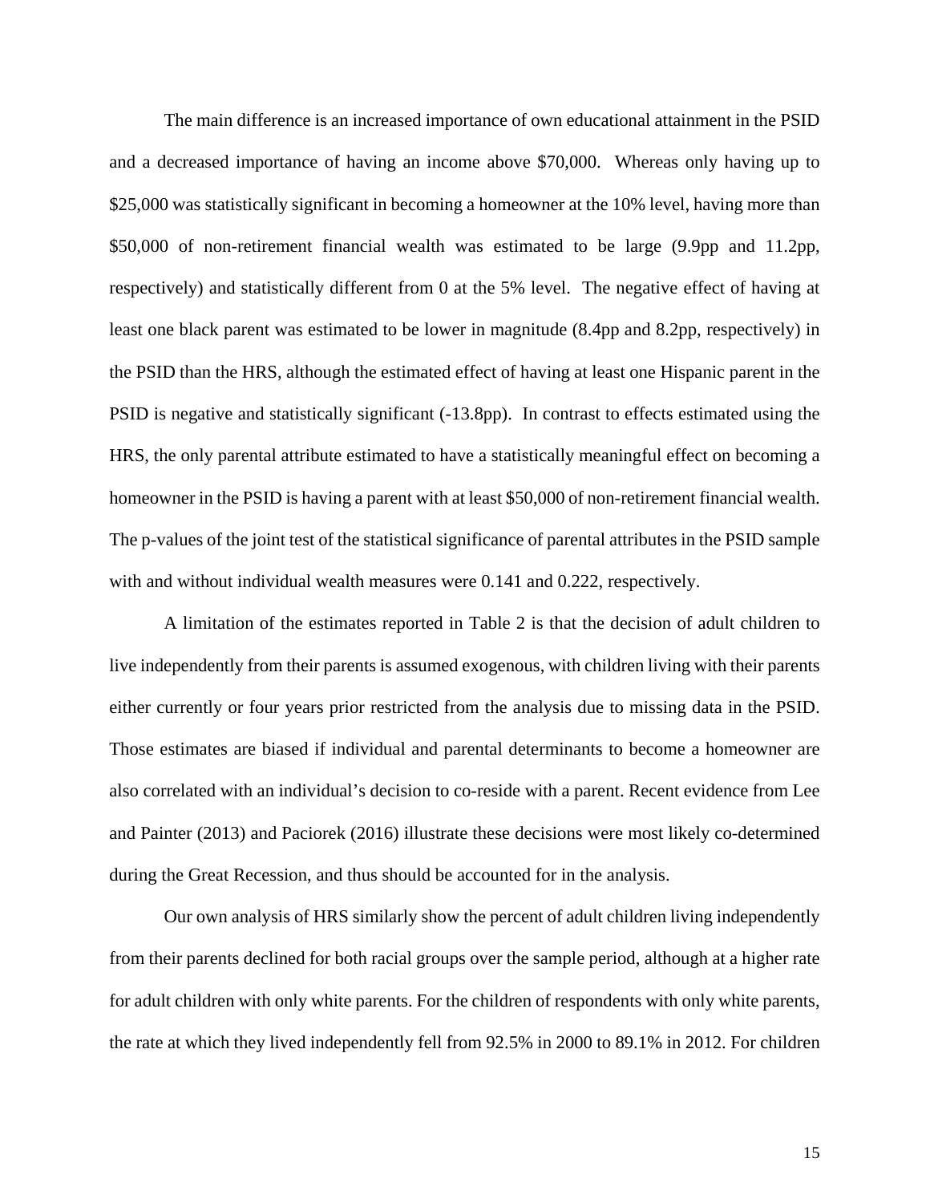The main difference is an increased importance of own educational attainment in the PSID and a decreased importance of having an income above $70,000. Whereas only having up to $25,000 was statistically significant in becoming a homeowner at the 10% level, having more than $50,000 of non-retirement financial wealth was estimated to be large (9.9pp and 11.2pp, respectively) and statistically different from 0 at the 5% level. The negative effect of having at least one black parent was estimated to be lower in magnitude (8.4pp and 8.2pp, respectively) in the PSID than the HRS, although the estimated effect of having at least one Hispanic parent in the PSID is negative and statistically significant (-13.8pp). In contrast to effects estimated using the HRS, the only parental attribute estimated to have a statistically meaningful effect on becoming a homeowner in the PSID is having a parent with at least $50,000 of non-retirement financial wealth. The p-values of the joint test of the statistical significance of parental attributes in the PSID sample with and without individual wealth measures were 0.141 and 0.222, respectively.

A limitation of the estimates reported in Table 2 is that the decision of adult children to live independently from their parents is assumed exogenous, with children living with their parents either currently or four years prior restricted from the analysis due to missing data in the PSID. Those estimates are biased if individual and parental determinants to become a homeowner are also correlated with an individual's decision to co-reside with a parent. Recent evidence from Lee and Painter (2013) and Paciorek (2016) illustrate these decisions were most likely co-determined during the Great Recession, and thus should be accounted for in the analysis.

Our own analysis of HRS similarly show the percent of adult children living independently from their parents declined for both racial groups over the sample period, although at a higher rate for adult children with only white parents. For the children of respondents with only white parents, the rate at which they lived independently fell from 92.5% in 2000 to 89.1% in 2012. For children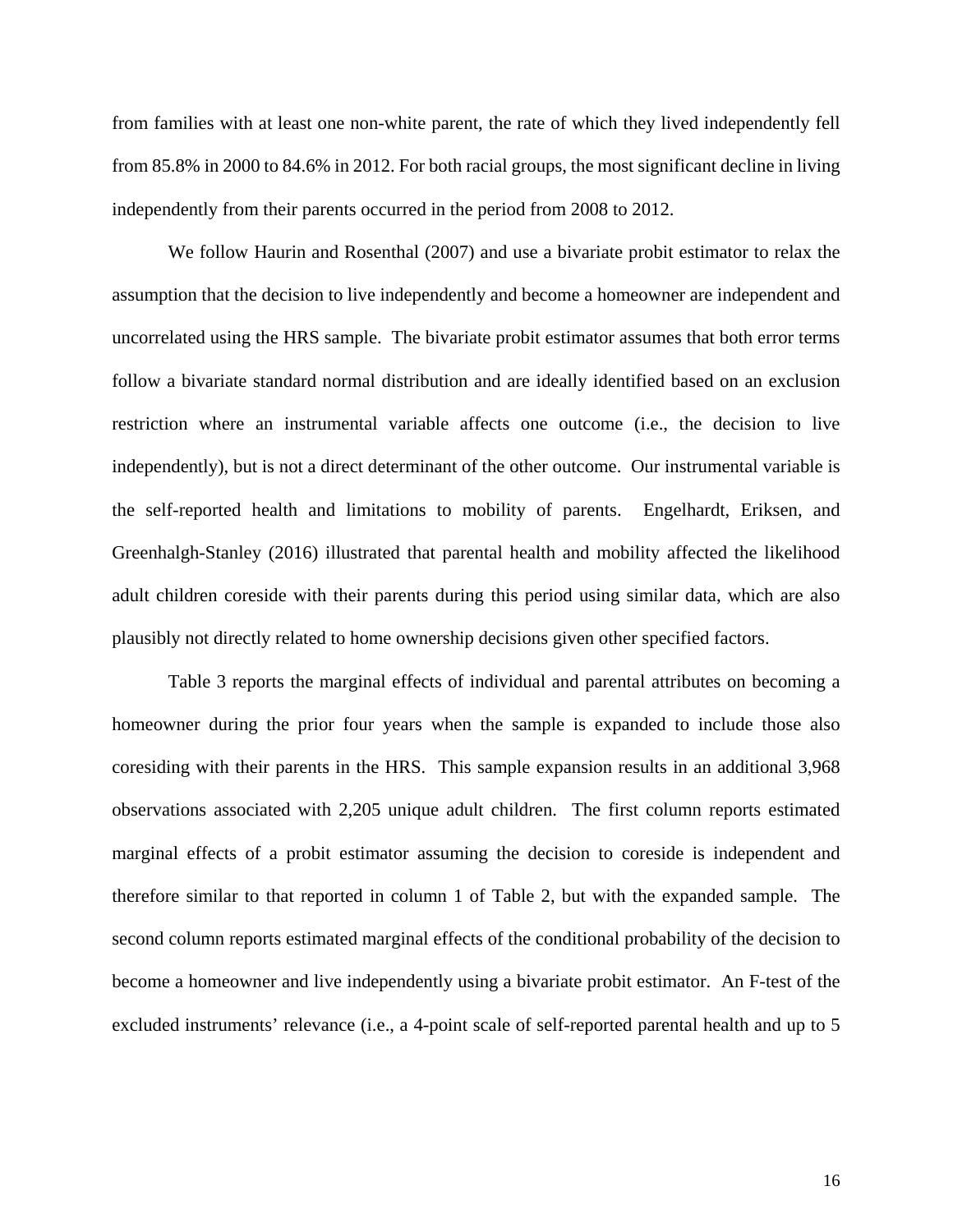from families with at least one non-white parent, the rate of which they lived independently fell from 85.8% in 2000 to 84.6% in 2012. For both racial groups, the most significant decline in living independently from their parents occurred in the period from 2008 to 2012.

We follow Haurin and Rosenthal (2007) and use a bivariate probit estimator to relax the assumption that the decision to live independently and become a homeowner are independent and uncorrelated using the HRS sample. The bivariate probit estimator assumes that both error terms follow a bivariate standard normal distribution and are ideally identified based on an exclusion restriction where an instrumental variable affects one outcome (i.e., the decision to live independently), but is not a direct determinant of the other outcome. Our instrumental variable is the self-reported health and limitations to mobility of parents. Engelhardt, Eriksen, and Greenhalgh-Stanley (2016) illustrated that parental health and mobility affected the likelihood adult children coreside with their parents during this period using similar data, which are also plausibly not directly related to home ownership decisions given other specified factors.

Table 3 reports the marginal effects of individual and parental attributes on becoming a homeowner during the prior four years when the sample is expanded to include those also coresiding with their parents in the HRS. This sample expansion results in an additional 3,968 observations associated with 2,205 unique adult children. The first column reports estimated marginal effects of a probit estimator assuming the decision to coreside is independent and therefore similar to that reported in column 1 of Table 2, but with the expanded sample. The second column reports estimated marginal effects of the conditional probability of the decision to become a homeowner and live independently using a bivariate probit estimator. An F-test of the excluded instruments' relevance (i.e., a 4-point scale of self-reported parental health and up to 5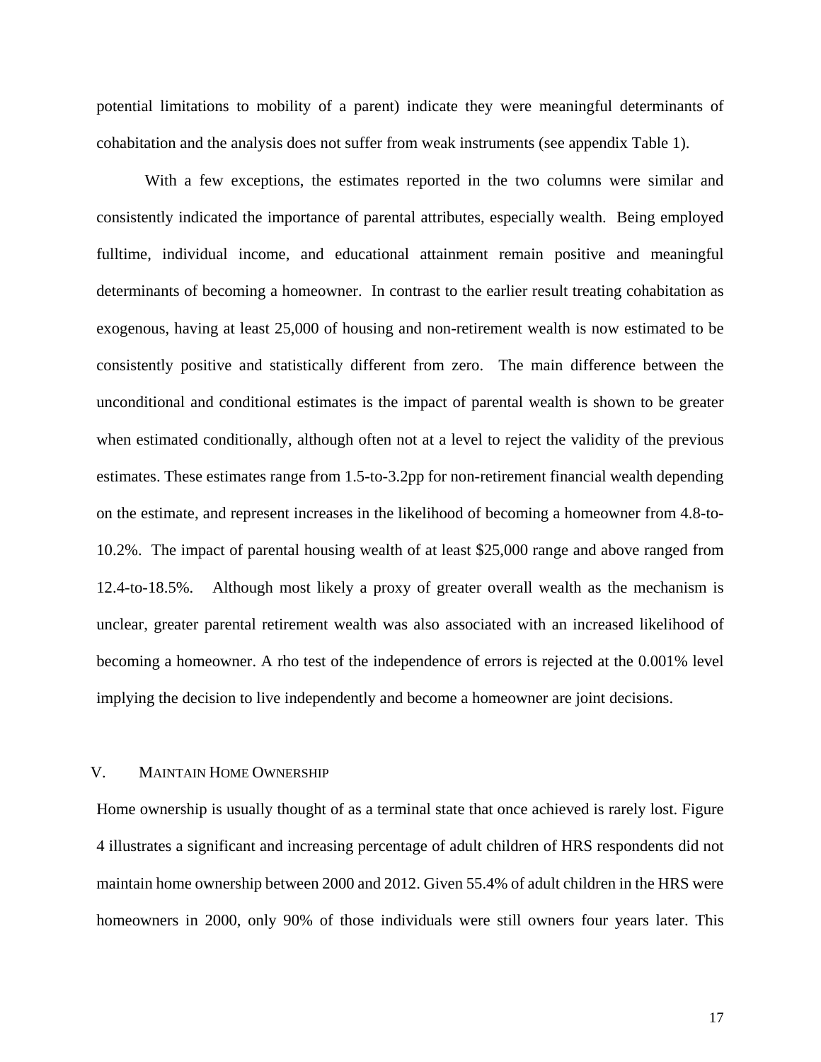potential limitations to mobility of a parent) indicate they were meaningful determinants of cohabitation and the analysis does not suffer from weak instruments (see appendix Table 1).

With a few exceptions, the estimates reported in the two columns were similar and consistently indicated the importance of parental attributes, especially wealth. Being employed fulltime, individual income, and educational attainment remain positive and meaningful determinants of becoming a homeowner. In contrast to the earlier result treating cohabitation as exogenous, having at least 25,000 of housing and non-retirement wealth is now estimated to be consistently positive and statistically different from zero. The main difference between the unconditional and conditional estimates is the impact of parental wealth is shown to be greater when estimated conditionally, although often not at a level to reject the validity of the previous estimates. These estimates range from 1.5-to-3.2pp for non-retirement financial wealth depending on the estimate, and represent increases in the likelihood of becoming a homeowner from 4.8-to-10.2%. The impact of parental housing wealth of at least $25,000 range and above ranged from 12.4-to-18.5%. Although most likely a proxy of greater overall wealth as the mechanism is unclear, greater parental retirement wealth was also associated with an increased likelihood of becoming a homeowner. A rho test of the independence of errors is rejected at the 0.001% level implying the decision to live independently and become a homeowner are joint decisions.

## V. Maintain Home Ownership

Home ownership is usually thought of as a terminal state that once achieved is rarely lost. Figure 4 illustrates a significant and increasing percentage of adult children of HRS respondents did not maintain home ownership between 2000 and 2012. Given 55.4% of adult children in the HRS were homeowners in 2000, only 90% of those individuals were still owners four years later. This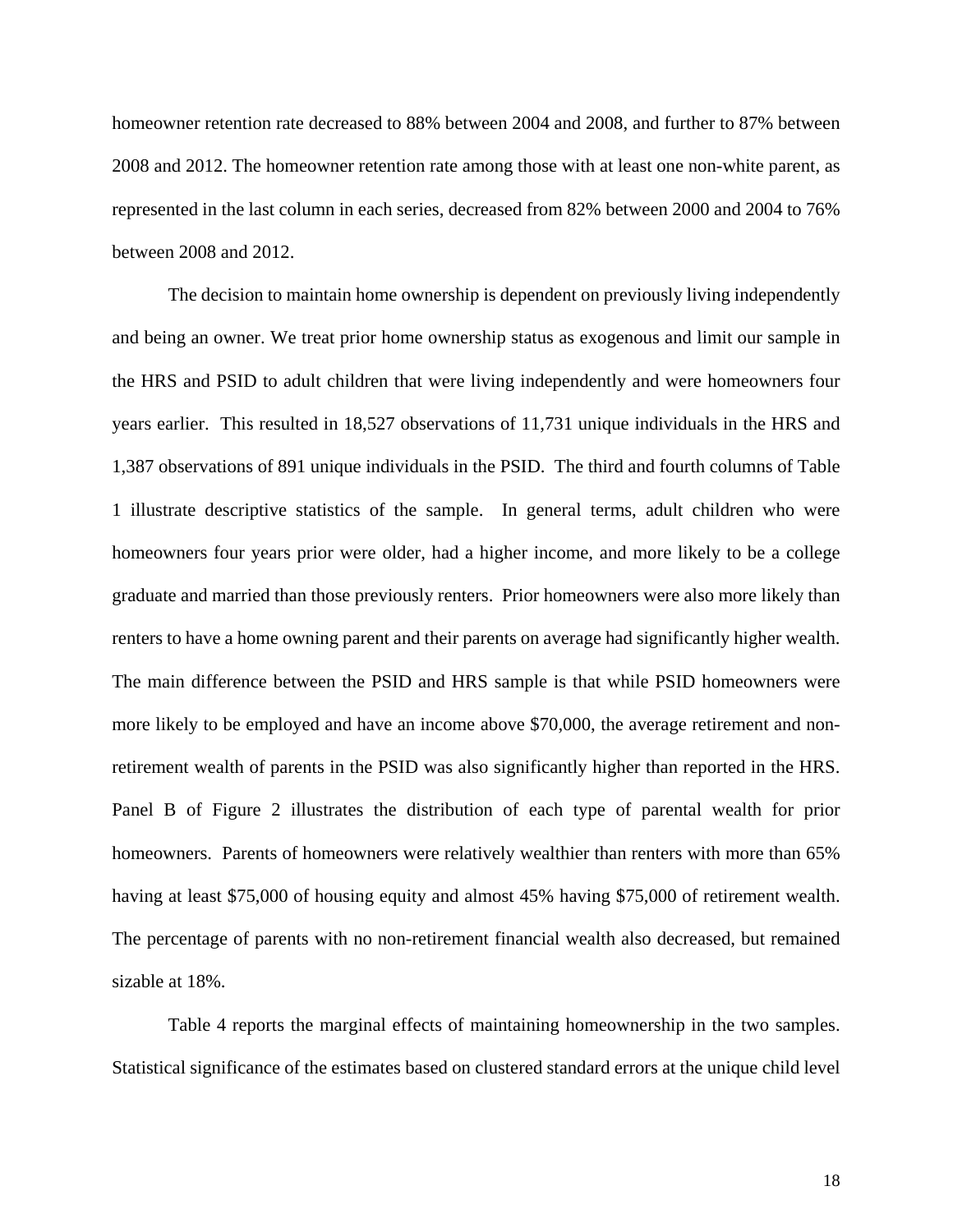homeowner retention rate decreased to 88% between 2004 and 2008, and further to 87% between 2008 and 2012. The homeowner retention rate among those with at least one non-white parent, as represented in the last column in each series, decreased from 82% between 2000 and 2004 to 76% between 2008 and 2012.

The decision to maintain home ownership is dependent on previously living independently and being an owner. We treat prior home ownership status as exogenous and limit our sample in the HRS and PSID to adult children that were living independently and were homeowners four years earlier. This resulted in 18,527 observations of 11,731 unique individuals in the HRS and 1,387 observations of 891 unique individuals in the PSID. The third and fourth columns of Table 1 illustrate descriptive statistics of the sample. In general terms, adult children who were homeowners four years prior were older, had a higher income, and more likely to be a college graduate and married than those previously renters. Prior homeowners were also more likely than renters to have a home owning parent and their parents on average had significantly higher wealth. The main difference between the PSID and HRS sample is that while PSID homeowners were more likely to be employed and have an income above $70,000, the average retirement and non-retirement wealth of parents in the PSID was also significantly higher than reported in the HRS. Panel B of Figure 2 illustrates the distribution of each type of parental wealth for prior homeowners. Parents of homeowners were relatively wealthier than renters with more than 65% having at least $75,000 of housing equity and almost 45% having $75,000 of retirement wealth. The percentage of parents with no non-retirement financial wealth also decreased, but remained sizable at 18%.

Table 4 reports the marginal effects of maintaining homeownership in the two samples. Statistical significance of the estimates based on clustered standard errors at the unique child level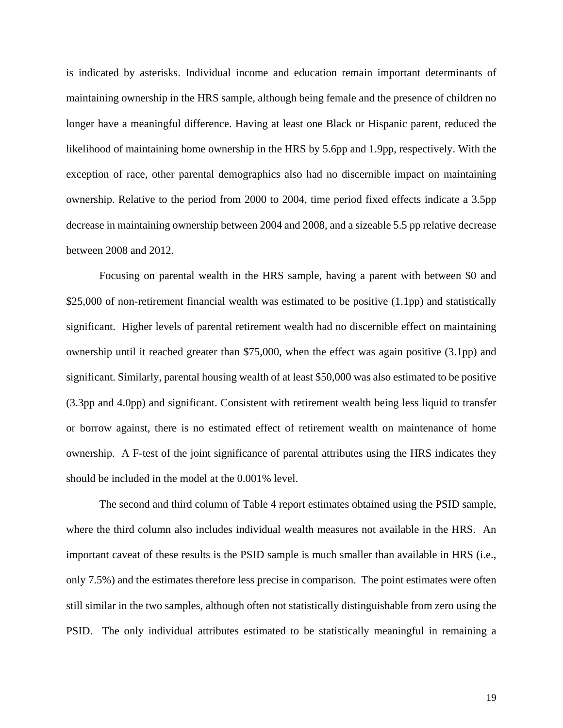is indicated by asterisks. Individual income and education remain important determinants of maintaining ownership in the HRS sample, although being female and the presence of children no longer have a meaningful difference. Having at least one Black or Hispanic parent, reduced the likelihood of maintaining home ownership in the HRS by 5.6pp and 1.9pp, respectively. With the exception of race, other parental demographics also had no discernible impact on maintaining ownership. Relative to the period from 2000 to 2004, time period fixed effects indicate a 3.5pp decrease in maintaining ownership between 2004 and 2008, and a sizeable 5.5 pp relative decrease between 2008 and 2012.

Focusing on parental wealth in the HRS sample, having a parent with between \$0 and \$25,000 of non-retirement financial wealth was estimated to be positive (1.1pp) and statistically significant. Higher levels of parental retirement wealth had no discernible effect on maintaining ownership until it reached greater than \$75,000, when the effect was again positive (3.1pp) and significant. Similarly, parental housing wealth of at least \$50,000 was also estimated to be positive (3.3pp and 4.0pp) and significant. Consistent with retirement wealth being less liquid to transfer or borrow against, there is no estimated effect of retirement wealth on maintenance of home ownership. A F-test of the joint significance of parental attributes using the HRS indicates they should be included in the model at the 0.001% level.

The second and third column of Table 4 report estimates obtained using the PSID sample, where the third column also includes individual wealth measures not available in the HRS. An important caveat of these results is the PSID sample is much smaller than available in HRS (i.e., only 7.5%) and the estimates therefore less precise in comparison. The point estimates were often still similar in the two samples, although often not statistically distinguishable from zero using the PSID. The only individual attributes estimated to be statistically meaningful in remaining a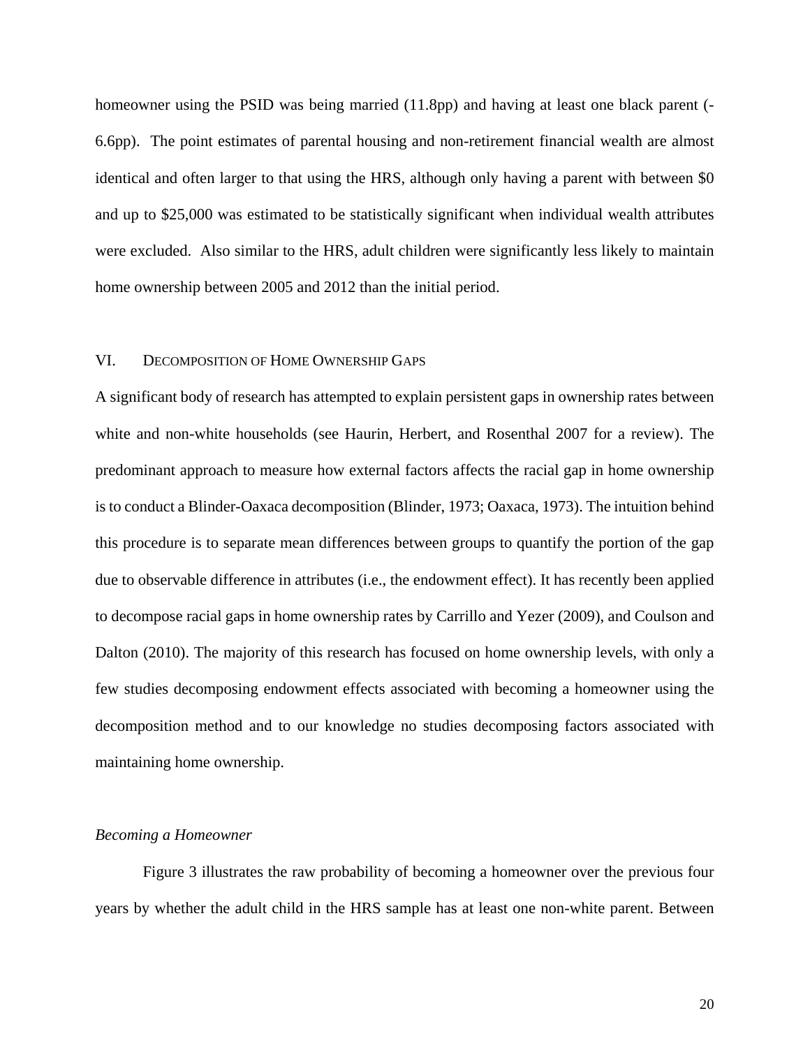homeowner using the PSID was being married (11.8pp) and having at least one black parent (-6.6pp). The point estimates of parental housing and non-retirement financial wealth are almost identical and often larger to that using the HRS, although only having a parent with between $0 and up to $25,000 was estimated to be statistically significant when individual wealth attributes were excluded. Also similar to the HRS, adult children were significantly less likely to maintain home ownership between 2005 and 2012 than the initial period.

## VI. Decomposition of Home Ownership Gaps

A significant body of research has attempted to explain persistent gaps in ownership rates between white and non-white households (see Haurin, Herbert, and Rosenthal 2007 for a review). The predominant approach to measure how external factors affects the racial gap in home ownership is to conduct a Blinder-Oaxaca decomposition (Blinder, 1973; Oaxaca, 1973). The intuition behind this procedure is to separate mean differences between groups to quantify the portion of the gap due to observable difference in attributes (i.e., the endowment effect). It has recently been applied to decompose racial gaps in home ownership rates by Carrillo and Yezer (2009), and Coulson and Dalton (2010). The majority of this research has focused on home ownership levels, with only a few studies decomposing endowment effects associated with becoming a homeowner using the decomposition method and to our knowledge no studies decomposing factors associated with maintaining home ownership.

### *Becoming a Homeowner*

Figure 3 illustrates the raw probability of becoming a homeowner over the previous four years by whether the adult child in the HRS sample has at least one non-white parent. Between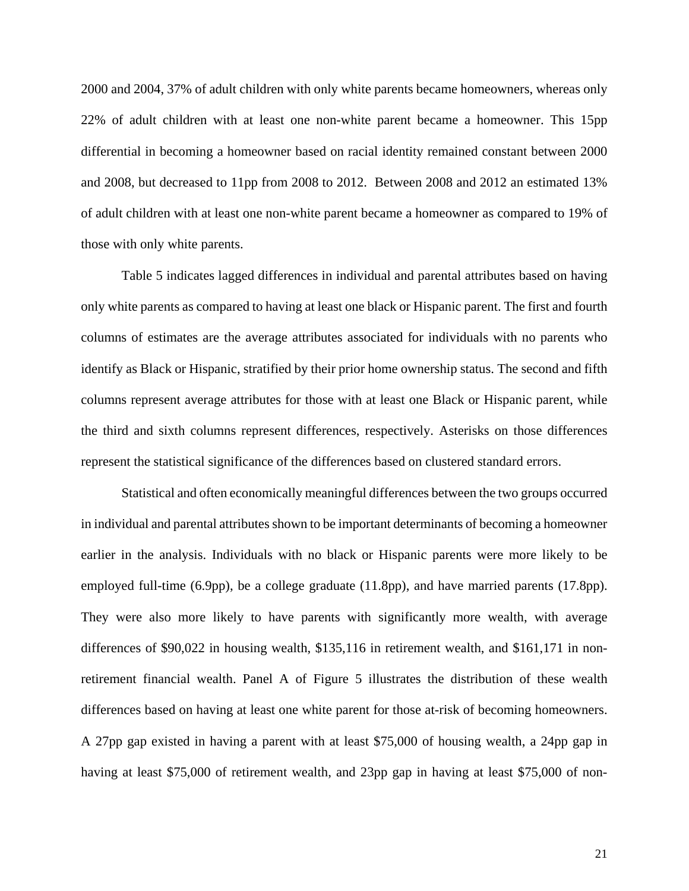2000 and 2004, 37% of adult children with only white parents became homeowners, whereas only 22% of adult children with at least one non-white parent became a homeowner. This 15pp differential in becoming a homeowner based on racial identity remained constant between 2000 and 2008, but decreased to 11pp from 2008 to 2012. Between 2008 and 2012 an estimated 13% of adult children with at least one non-white parent became a homeowner as compared to 19% of those with only white parents.

Table 5 indicates lagged differences in individual and parental attributes based on having only white parents as compared to having at least one black or Hispanic parent. The first and fourth columns of estimates are the average attributes associated for individuals with no parents who identify as Black or Hispanic, stratified by their prior home ownership status. The second and fifth columns represent average attributes for those with at least one Black or Hispanic parent, while the third and sixth columns represent differences, respectively. Asterisks on those differences represent the statistical significance of the differences based on clustered standard errors.

Statistical and often economically meaningful differences between the two groups occurred in individual and parental attributes shown to be important determinants of becoming a homeowner earlier in the analysis. Individuals with no black or Hispanic parents were more likely to be employed full-time (6.9pp), be a college graduate (11.8pp), and have married parents (17.8pp). They were also more likely to have parents with significantly more wealth, with average differences of $90,022 in housing wealth, $135,116 in retirement wealth, and $161,171 in non-retirement financial wealth. Panel A of Figure 5 illustrates the distribution of these wealth differences based on having at least one white parent for those at-risk of becoming homeowners. A 27pp gap existed in having a parent with at least $75,000 of housing wealth, a 24pp gap in having at least $75,000 of retirement wealth, and 23pp gap in having at least $75,000 of non-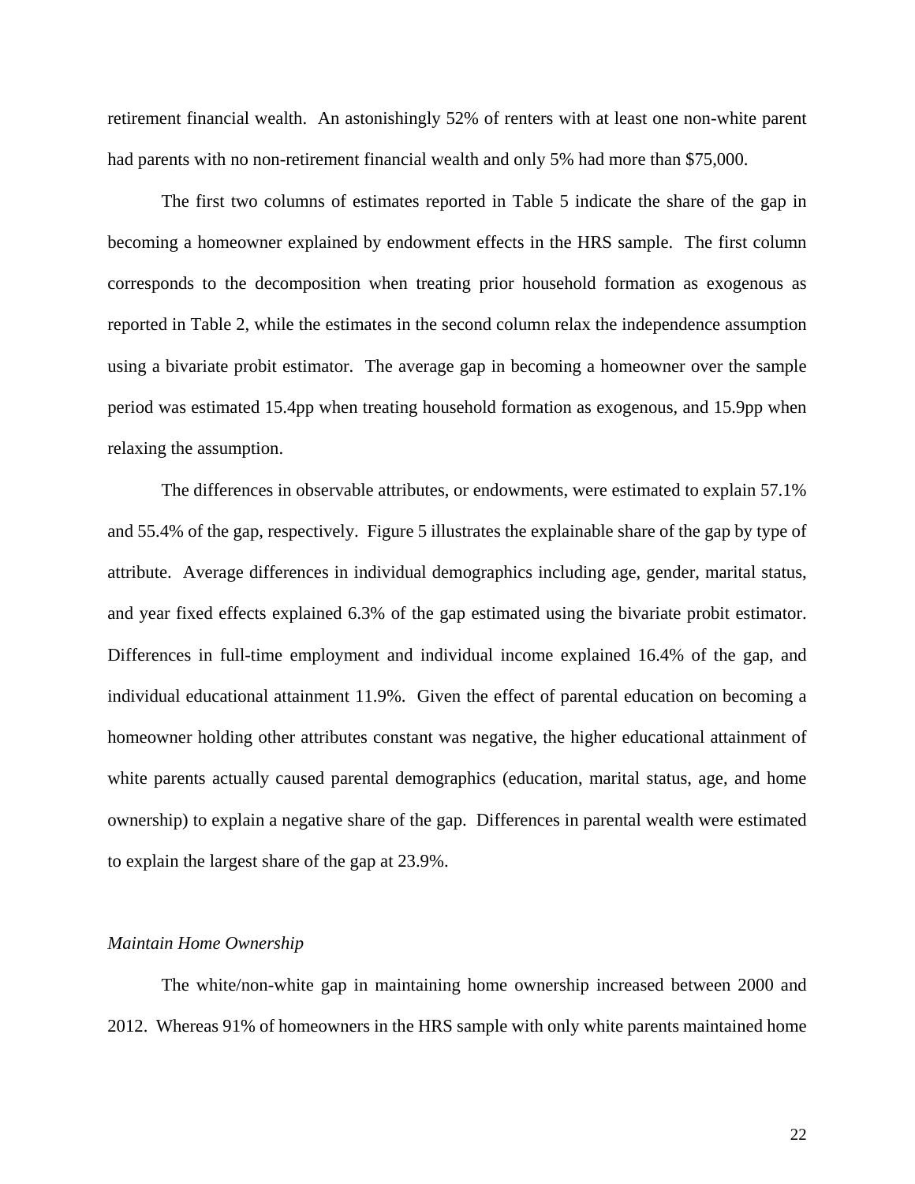retirement financial wealth. An astonishingly 52% of renters with at least one non-white parent had parents with no non-retirement financial wealth and only 5% had more than $75,000.

The first two columns of estimates reported in Table 5 indicate the share of the gap in becoming a homeowner explained by endowment effects in the HRS sample. The first column corresponds to the decomposition when treating prior household formation as exogenous as reported in Table 2, while the estimates in the second column relax the independence assumption using a bivariate probit estimator. The average gap in becoming a homeowner over the sample period was estimated 15.4pp when treating household formation as exogenous, and 15.9pp when relaxing the assumption.

The differences in observable attributes, or endowments, were estimated to explain 57.1% and 55.4% of the gap, respectively. Figure 5 illustrates the explainable share of the gap by type of attribute. Average differences in individual demographics including age, gender, marital status, and year fixed effects explained 6.3% of the gap estimated using the bivariate probit estimator. Differences in full-time employment and individual income explained 16.4% of the gap, and individual educational attainment 11.9%. Given the effect of parental education on becoming a homeowner holding other attributes constant was negative, the higher educational attainment of white parents actually caused parental demographics (education, marital status, age, and home ownership) to explain a negative share of the gap. Differences in parental wealth were estimated to explain the largest share of the gap at 23.9%.

*Maintain Home Ownership*

The white/non-white gap in maintaining home ownership increased between 2000 and 2012. Whereas 91% of homeowners in the HRS sample with only white parents maintained home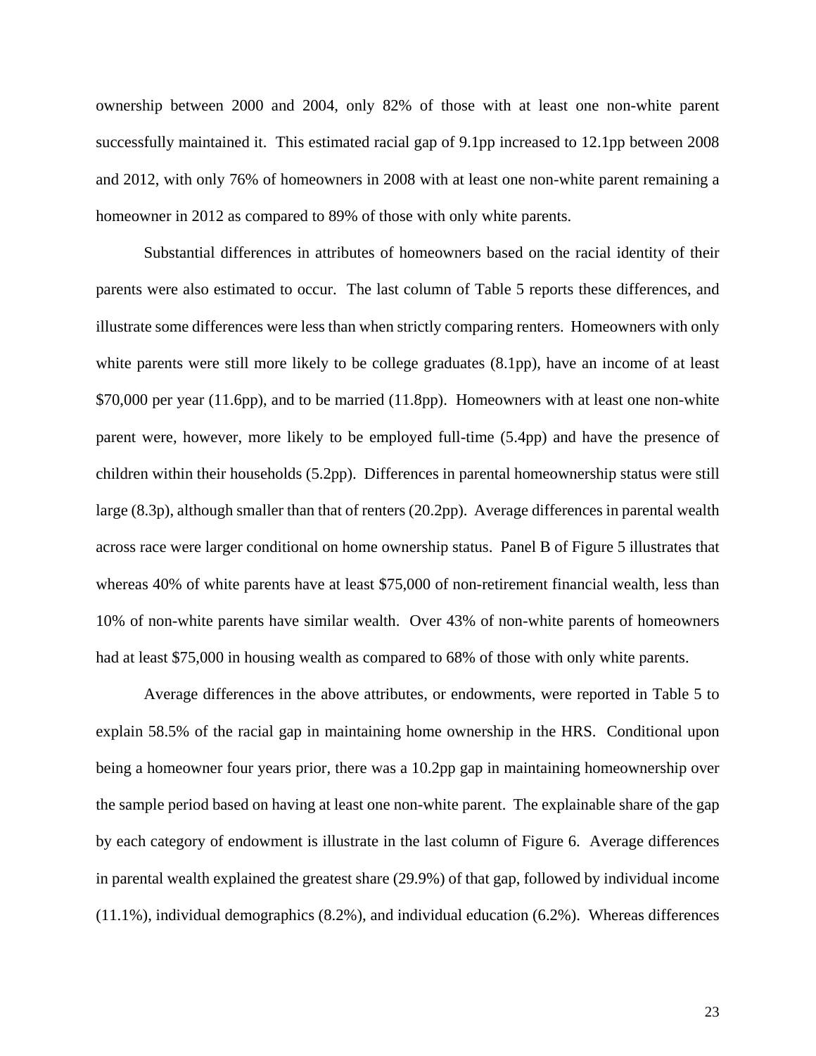ownership between 2000 and 2004, only 82% of those with at least one non-white parent successfully maintained it. This estimated racial gap of 9.1pp increased to 12.1pp between 2008 and 2012, with only 76% of homeowners in 2008 with at least one non-white parent remaining a homeowner in 2012 as compared to 89% of those with only white parents.

Substantial differences in attributes of homeowners based on the racial identity of their parents were also estimated to occur. The last column of Table 5 reports these differences, and illustrate some differences were less than when strictly comparing renters. Homeowners with only white parents were still more likely to be college graduates (8.1pp), have an income of at least $70,000 per year (11.6pp), and to be married (11.8pp). Homeowners with at least one non-white parent were, however, more likely to be employed full-time (5.4pp) and have the presence of children within their households (5.2pp). Differences in parental homeownership status were still large (8.3p), although smaller than that of renters (20.2pp). Average differences in parental wealth across race were larger conditional on home ownership status. Panel B of Figure 5 illustrates that whereas 40% of white parents have at least $75,000 of non-retirement financial wealth, less than 10% of non-white parents have similar wealth. Over 43% of non-white parents of homeowners had at least $75,000 in housing wealth as compared to 68% of those with only white parents.

Average differences in the above attributes, or endowments, were reported in Table 5 to explain 58.5% of the racial gap in maintaining home ownership in the HRS. Conditional upon being a homeowner four years prior, there was a 10.2pp gap in maintaining homeownership over the sample period based on having at least one non-white parent. The explainable share of the gap by each category of endowment is illustrate in the last column of Figure 6. Average differences in parental wealth explained the greatest share (29.9%) of that gap, followed by individual income (11.1%), individual demographics (8.2%), and individual education (6.2%). Whereas differences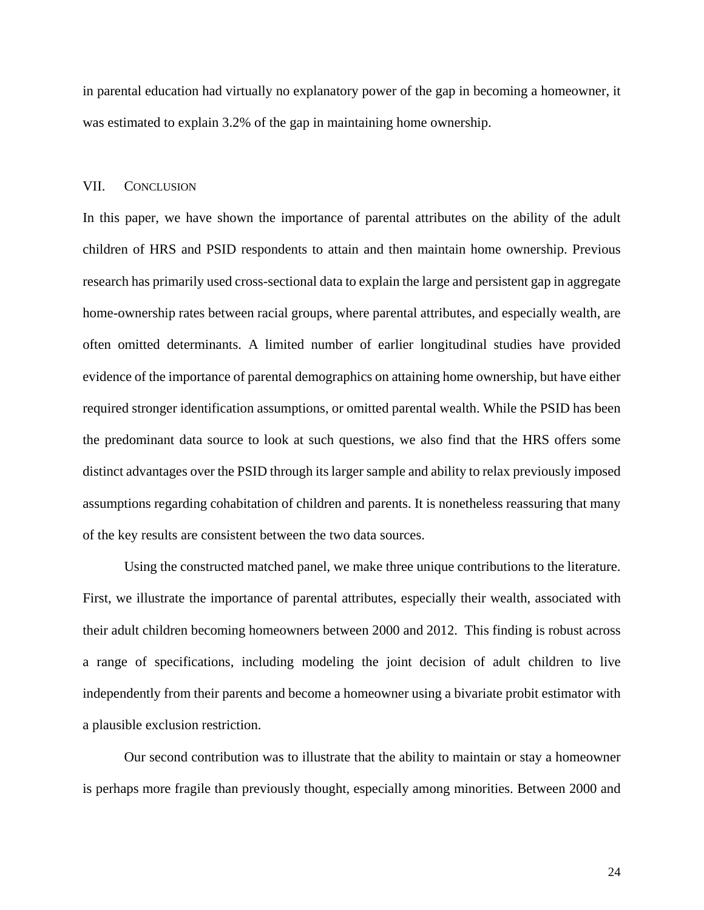in parental education had virtually no explanatory power of the gap in becoming a homeowner, it was estimated to explain 3.2% of the gap in maintaining home ownership.

## VII. CONCLUSION

In this paper, we have shown the importance of parental attributes on the ability of the adult children of HRS and PSID respondents to attain and then maintain home ownership. Previous research has primarily used cross-sectional data to explain the large and persistent gap in aggregate home-ownership rates between racial groups, where parental attributes, and especially wealth, are often omitted determinants. A limited number of earlier longitudinal studies have provided evidence of the importance of parental demographics on attaining home ownership, but have either required stronger identification assumptions, or omitted parental wealth. While the PSID has been the predominant data source to look at such questions, we also find that the HRS offers some distinct advantages over the PSID through its larger sample and ability to relax previously imposed assumptions regarding cohabitation of children and parents. It is nonetheless reassuring that many of the key results are consistent between the two data sources.

Using the constructed matched panel, we make three unique contributions to the literature. First, we illustrate the importance of parental attributes, especially their wealth, associated with their adult children becoming homeowners between 2000 and 2012. This finding is robust across a range of specifications, including modeling the joint decision of adult children to live independently from their parents and become a homeowner using a bivariate probit estimator with a plausible exclusion restriction.

Our second contribution was to illustrate that the ability to maintain or stay a homeowner is perhaps more fragile than previously thought, especially among minorities. Between 2000 and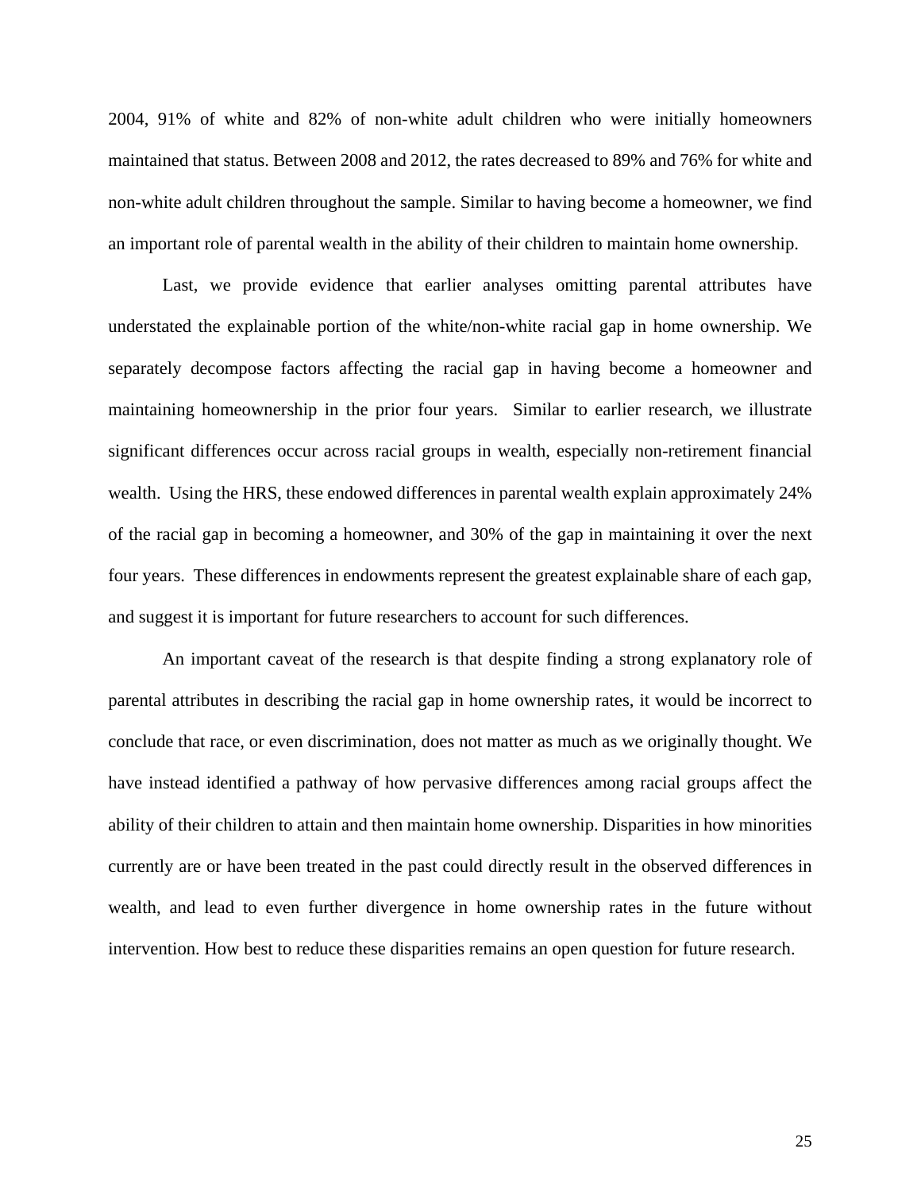2004, 91% of white and 82% of non-white adult children who were initially homeowners maintained that status. Between 2008 and 2012, the rates decreased to 89% and 76% for white and non-white adult children throughout the sample. Similar to having become a homeowner, we find an important role of parental wealth in the ability of their children to maintain home ownership.

Last, we provide evidence that earlier analyses omitting parental attributes have understated the explainable portion of the white/non-white racial gap in home ownership. We separately decompose factors affecting the racial gap in having become a homeowner and maintaining homeownership in the prior four years. Similar to earlier research, we illustrate significant differences occur across racial groups in wealth, especially non-retirement financial wealth. Using the HRS, these endowed differences in parental wealth explain approximately 24% of the racial gap in becoming a homeowner, and 30% of the gap in maintaining it over the next four years. These differences in endowments represent the greatest explainable share of each gap, and suggest it is important for future researchers to account for such differences.

An important caveat of the research is that despite finding a strong explanatory role of parental attributes in describing the racial gap in home ownership rates, it would be incorrect to conclude that race, or even discrimination, does not matter as much as we originally thought. We have instead identified a pathway of how pervasive differences among racial groups affect the ability of their children to attain and then maintain home ownership. Disparities in how minorities currently are or have been treated in the past could directly result in the observed differences in wealth, and lead to even further divergence in home ownership rates in the future without intervention. How best to reduce these disparities remains an open question for future research.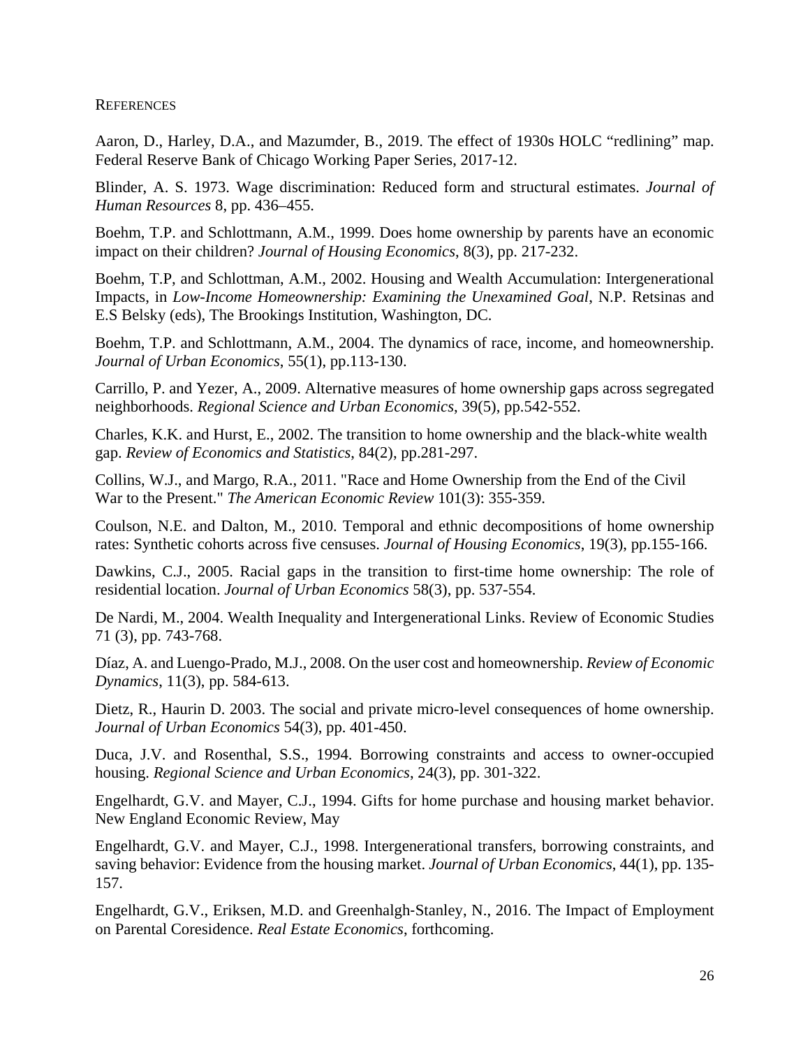## REFERENCES

Aaron, D., Harley, D.A., and Mazumder, B., 2019. The effect of 1930s HOLC "redlining" map. Federal Reserve Bank of Chicago Working Paper Series, 2017-12.

Blinder, A. S. 1973. Wage discrimination: Reduced form and structural estimates. *Journal of Human Resources* 8, pp. 436–455.

Boehm, T.P. and Schlottmann, A.M., 1999. Does home ownership by parents have an economic impact on their children? *Journal of Housing Economics*, 8(3), pp. 217-232.

Boehm, T.P, and Schlottman, A.M., 2002. Housing and Wealth Accumulation: Intergenerational Impacts, in *Low-Income Homeownership: Examining the Unexamined Goal*, N.P. Retsinas and E.S Belsky (eds), The Brookings Institution, Washington, DC.

Boehm, T.P. and Schlottmann, A.M., 2004. The dynamics of race, income, and homeownership. *Journal of Urban Economics*, 55(1), pp.113-130.

Carrillo, P. and Yezer, A., 2009. Alternative measures of home ownership gaps across segregated neighborhoods. *Regional Science and Urban Economics*, 39(5), pp.542-552.

Charles, K.K. and Hurst, E., 2002. The transition to home ownership and the black-white wealth gap. *Review of Economics and Statistics*, 84(2), pp.281-297.

Collins, W.J., and Margo, R.A., 2011. "Race and Home Ownership from the End of the Civil War to the Present." *The American Economic Review* 101(3): 355-359.

Coulson, N.E. and Dalton, M., 2010. Temporal and ethnic decompositions of home ownership rates: Synthetic cohorts across five censuses. *Journal of Housing Economics*, 19(3), pp.155-166.

Dawkins, C.J., 2005. Racial gaps in the transition to first-time home ownership: The role of residential location. *Journal of Urban Economics* 58(3), pp. 537-554.

De Nardi, M., 2004. Wealth Inequality and Intergenerational Links. Review of Economic Studies 71 (3), pp. 743-768.

Díaz, A. and Luengo-Prado, M.J., 2008. On the user cost and homeownership. *Review of Economic Dynamics*, 11(3), pp. 584-613.

Dietz, R., Haurin D. 2003. The social and private micro-level consequences of home ownership. *Journal of Urban Economics* 54(3), pp. 401-450.

Duca, J.V. and Rosenthal, S.S., 1994. Borrowing constraints and access to owner-occupied housing. *Regional Science and Urban Economics*, 24(3), pp. 301-322.

Engelhardt, G.V. and Mayer, C.J., 1994. Gifts for home purchase and housing market behavior. New England Economic Review, May

Engelhardt, G.V. and Mayer, C.J., 1998. Intergenerational transfers, borrowing constraints, and saving behavior: Evidence from the housing market. *Journal of Urban Economics*, 44(1), pp. 135-157.

Engelhardt, G.V., Eriksen, M.D. and Greenhalgh-Stanley, N., 2016. The Impact of Employment on Parental Coresidence. *Real Estate Economics*, forthcoming.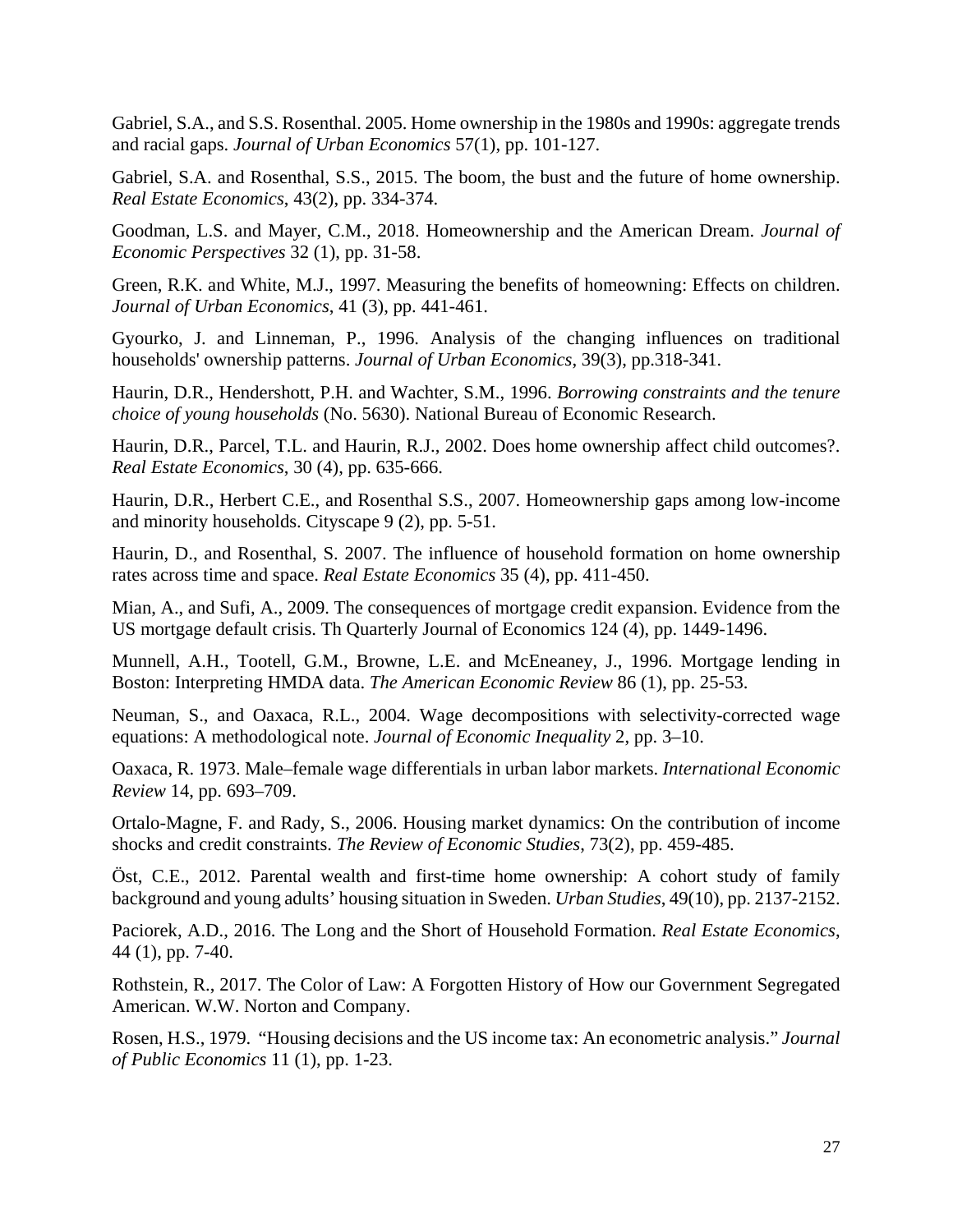Gabriel, S.A., and S.S. Rosenthal. 2005. Home ownership in the 1980s and 1990s: aggregate trends and racial gaps. *Journal of Urban Economics* 57(1), pp. 101-127.

Gabriel, S.A. and Rosenthal, S.S., 2015. The boom, the bust and the future of home ownership. *Real Estate Economics*, 43(2), pp. 334-374.

Goodman, L.S. and Mayer, C.M., 2018. Homeownership and the American Dream. *Journal of Economic Perspectives* 32 (1), pp. 31-58.

Green, R.K. and White, M.J., 1997. Measuring the benefits of homeowning: Effects on children. *Journal of Urban Economics*, 41 (3), pp. 441-461.

Gyourko, J. and Linneman, P., 1996. Analysis of the changing influences on traditional households' ownership patterns. *Journal of Urban Economics*, 39(3), pp.318-341.

Haurin, D.R., Hendershott, P.H. and Wachter, S.M., 1996. *Borrowing constraints and the tenure choice of young households* (No. 5630). National Bureau of Economic Research.

Haurin, D.R., Parcel, T.L. and Haurin, R.J., 2002. Does home ownership affect child outcomes?. *Real Estate Economics*, 30 (4), pp. 635-666.

Haurin, D.R., Herbert C.E., and Rosenthal S.S., 2007. Homeownership gaps among low-income and minority households. Cityscape 9 (2), pp. 5-51.

Haurin, D., and Rosenthal, S. 2007. The influence of household formation on home ownership rates across time and space. *Real Estate Economics* 35 (4), pp. 411-450.

Mian, A., and Sufi, A., 2009. The consequences of mortgage credit expansion. Evidence from the US mortgage default crisis. Th Quarterly Journal of Economics 124 (4), pp. 1449-1496.

Munnell, A.H., Tootell, G.M., Browne, L.E. and McEneaney, J., 1996. Mortgage lending in Boston: Interpreting HMDA data. *The American Economic Review* 86 (1), pp. 25-53.

Neuman, S., and Oaxaca, R.L., 2004. Wage decompositions with selectivity-corrected wage equations: A methodological note. *Journal of Economic Inequality* 2, pp. 3–10.

Oaxaca, R. 1973. Male–female wage differentials in urban labor markets. *International Economic Review* 14, pp. 693–709.

Ortalo-Magne, F. and Rady, S., 2006. Housing market dynamics: On the contribution of income shocks and credit constraints. *The Review of Economic Studies*, 73(2), pp. 459-485.

Öst, C.E., 2012. Parental wealth and first-time home ownership: A cohort study of family background and young adults' housing situation in Sweden. *Urban Studies*, 49(10), pp. 2137-2152.

Paciorek, A.D., 2016. The Long and the Short of Household Formation. *Real Estate Economics*, 44 (1), pp. 7-40.

Rothstein, R., 2017. The Color of Law: A Forgotten History of How our Government Segregated American. W.W. Norton and Company.

Rosen, H.S., 1979. "Housing decisions and the US income tax: An econometric analysis." *Journal of Public Economics* 11 (1), pp. 1-23.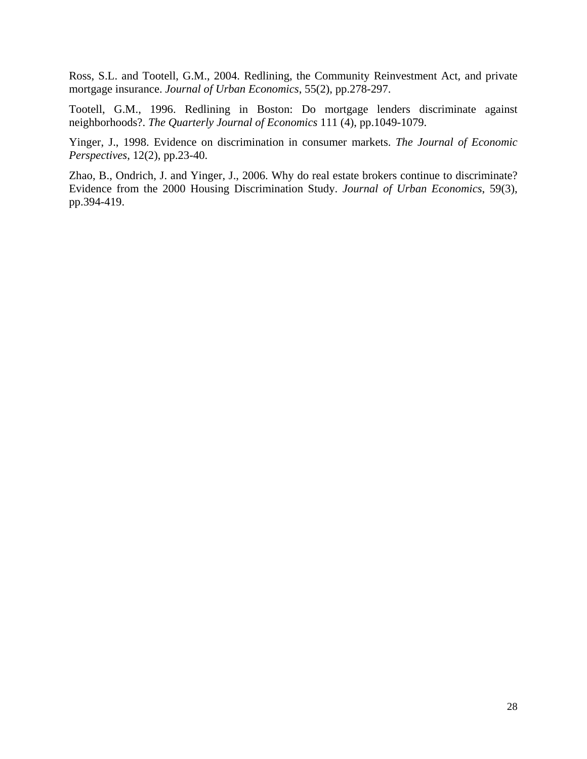Ross, S.L. and Tootell, G.M., 2004. Redlining, the Community Reinvestment Act, and private mortgage insurance. *Journal of Urban Economics*, 55(2), pp.278-297.

Tootell, G.M., 1996. Redlining in Boston: Do mortgage lenders discriminate against neighborhoods?. *The Quarterly Journal of Economics* 111 (4), pp.1049-1079.

Yinger, J., 1998. Evidence on discrimination in consumer markets. *The Journal of Economic Perspectives*, 12(2), pp.23-40.

Zhao, B., Ondrich, J. and Yinger, J., 2006. Why do real estate brokers continue to discriminate? Evidence from the 2000 Housing Discrimination Study. *Journal of Urban Economics*, 59(3), pp.394-419.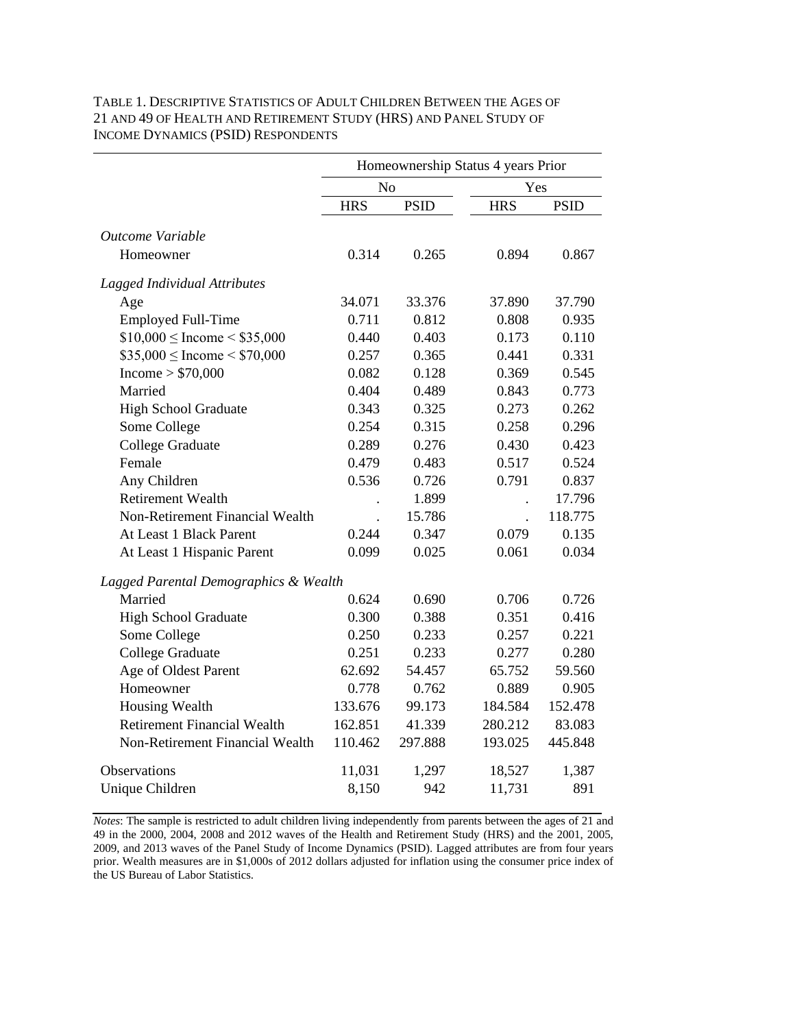TABLE 1. DESCRIPTIVE STATISTICS OF ADULT CHILDREN BETWEEN THE AGES OF 21 AND 49 OF HEALTH AND RETIREMENT STUDY (HRS) AND PANEL STUDY OF INCOME DYNAMICS (PSID) RESPONDENTS

| | Homeownership Status 4 years Prior | | | |
|---|---|---|---|---|
| | No | | Yes | |
| | HRS | PSID | HRS | PSID |
| *Outcome Variable* | | | | |
| Homeowner | 0.314 | 0.265 | 0.894 | 0.867 |
| *Lagged Individual Attributes* | | | | |
| Age | 34.071 | 33.376 | 37.890 | 37.790 |
| Employed Full-Time | 0.711 | 0.812 | 0.808 | 0.935 |
| $10,000 ≤ Income < $35,000 | 0.440 | 0.403 | 0.173 | 0.110 |
| $35,000 ≤ Income < $70,000 | 0.257 | 0.365 | 0.441 | 0.331 |
| Income > $70,000 | 0.082 | 0.128 | 0.369 | 0.545 |
| Married | 0.404 | 0.489 | 0.843 | 0.773 |
| High School Graduate | 0.343 | 0.325 | 0.273 | 0.262 |
| Some College | 0.254 | 0.315 | 0.258 | 0.296 |
| College Graduate | 0.289 | 0.276 | 0.430 | 0.423 |
| Female | 0.479 | 0.483 | 0.517 | 0.524 |
| Any Children | 0.536 | 0.726 | 0.791 | 0.837 |
| Retirement Wealth | . | 1.899 | . | 17.796 |
| Non-Retirement Financial Wealth | . | 15.786 | . | 118.775 |
| At Least 1 Black Parent | 0.244 | 0.347 | 0.079 | 0.135 |
| At Least 1 Hispanic Parent | 0.099 | 0.025 | 0.061 | 0.034 |
| *Lagged Parental Demographics & Wealth* | | | | |
| Married | 0.624 | 0.690 | 0.706 | 0.726 |
| High School Graduate | 0.300 | 0.388 | 0.351 | 0.416 |
| Some College | 0.250 | 0.233 | 0.257 | 0.221 |
| College Graduate | 0.251 | 0.233 | 0.277 | 0.280 |
| Age of Oldest Parent | 62.692 | 54.457 | 65.752 | 59.560 |
| Homeowner | 0.778 | 0.762 | 0.889 | 0.905 |
| Housing Wealth | 133.676 | 99.173 | 184.584 | 152.478 |
| Retirement Financial Wealth | 162.851 | 41.339 | 280.212 | 83.083 |
| Non-Retirement Financial Wealth | 110.462 | 297.888 | 193.025 | 445.848 |
| Observations | 11,031 | 1,297 | 18,527 | 1,387 |
| Unique Children | 8,150 | 942 | 11,731 | 891 |

*Notes*: The sample is restricted to adult children living independently from parents between the ages of 21 and 49 in the 2000, 2004, 2008 and 2012 waves of the Health and Retirement Study (HRS) and the 2001, 2005, 2009, and 2013 waves of the Panel Study of Income Dynamics (PSID). Lagged attributes are from four years prior. Wealth measures are in $1,000s of 2012 dollars adjusted for inflation using the consumer price index of the US Bureau of Labor Statistics.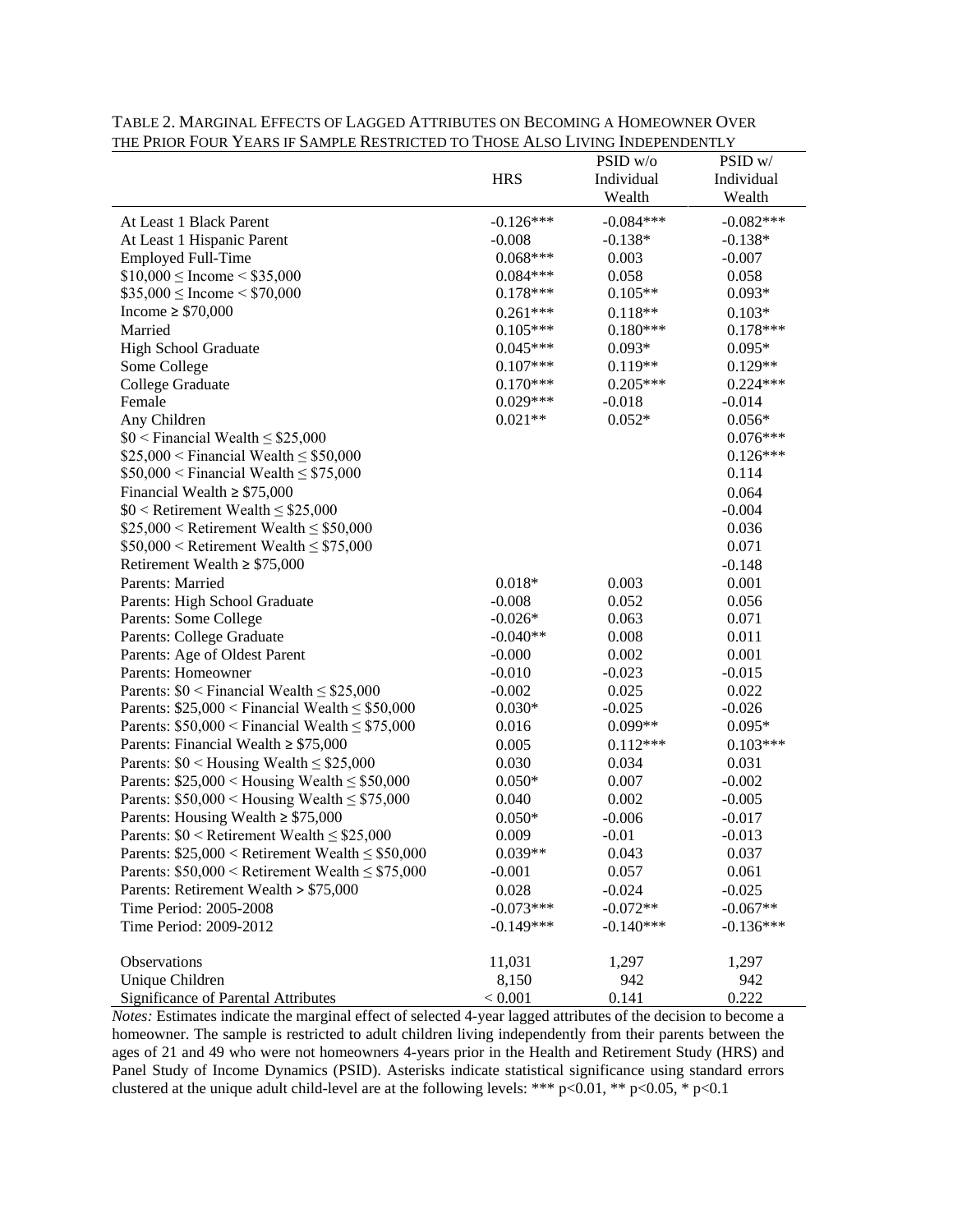TABLE 2. MARGINAL EFFECTS OF LAGGED ATTRIBUTES ON BECOMING A HOMEOWNER OVER THE PRIOR FOUR YEARS IF SAMPLE RESTRICTED TO THOSE ALSO LIVING INDEPENDENTLY

| | HRS | PSID w/o Individual Wealth | PSID w/ Individual Wealth |
|---|---|---|---|
| At Least 1 Black Parent | -0.126*** | -0.084*** | -0.082*** |
| At Least 1 Hispanic Parent | -0.008 | -0.138* | -0.138* |
| Employed Full-Time | 0.068*** | 0.003 | -0.007 |
| $10,000 ≤ Income < $35,000 | 0.084*** | 0.058 | 0.058 |
| $35,000 ≤ Income < $70,000 | 0.178*** | 0.105** | 0.093* |
| Income ≥ $70,000 | 0.261*** | 0.118** | 0.103* |
| Married | 0.105*** | 0.180*** | 0.178*** |
| High School Graduate | 0.045*** | 0.093* | 0.095* |
| Some College | 0.107*** | 0.119** | 0.129** |
| College Graduate | 0.170*** | 0.205*** | 0.224*** |
| Female | 0.029*** | -0.018 | -0.014 |
| Any Children | 0.021** | 0.052* | 0.056* |
| $0 < Financial Wealth ≤ $25,000 | | | 0.076*** |
| $25,000 < Financial Wealth ≤ $50,000 | | | 0.126*** |
| $50,000 < Financial Wealth ≤ $75,000 | | | 0.114 |
| Financial Wealth ≥ $75,000 | | | 0.064 |
| $0 < Retirement Wealth ≤ $25,000 | | | -0.004 |
| $25,000 < Retirement Wealth ≤ $50,000 | | | 0.036 |
| $50,000 < Retirement Wealth ≤ $75,000 | | | 0.071 |
| Retirement Wealth ≥ $75,000 | | | -0.148 |
| Parents: Married | 0.018* | 0.003 | 0.001 |
| Parents: High School Graduate | -0.008 | 0.052 | 0.056 |
| Parents: Some College | -0.026* | 0.063 | 0.071 |
| Parents: College Graduate | -0.040** | 0.008 | 0.011 |
| Parents: Age of Oldest Parent | -0.000 | 0.002 | 0.001 |
| Parents: Homeowner | -0.010 | -0.023 | -0.015 |
| Parents: $0 < Financial Wealth ≤ $25,000 | -0.002 | 0.025 | 0.022 |
| Parents: $25,000 < Financial Wealth ≤ $50,000 | 0.030* | -0.025 | -0.026 |
| Parents: $50,000 < Financial Wealth ≤ $75,000 | 0.016 | 0.099** | 0.095* |
| Parents: Financial Wealth ≥ $75,000 | 0.005 | 0.112*** | 0.103*** |
| Parents: $0 < Housing Wealth ≤ $25,000 | 0.030 | 0.034 | 0.031 |
| Parents: $25,000 < Housing Wealth ≤ $50,000 | 0.050* | 0.007 | -0.002 |
| Parents: $50,000 < Housing Wealth ≤ $75,000 | 0.040 | 0.002 | -0.005 |
| Parents: Housing Wealth ≥ $75,000 | 0.050* | -0.006 | -0.017 |
| Parents: $0 < Retirement Wealth ≤ $25,000 | 0.009 | -0.01 | -0.013 |
| Parents: $25,000 < Retirement Wealth ≤ $50,000 | 0.039** | 0.043 | 0.037 |
| Parents: $50,000 < Retirement Wealth ≤ $75,000 | -0.001 | 0.057 | 0.061 |
| Parents: Retirement Wealth > $75,000 | 0.028 | -0.024 | -0.025 |
| Time Period: 2005-2008 | -0.073*** | -0.072** | -0.067** |
| Time Period: 2009-2012 | -0.149*** | -0.140*** | -0.136*** |
| Observations | 11,031 | 1,297 | 1,297 |
| Unique Children | 8,150 | 942 | 942 |
| Significance of Parental Attributes | < 0.001 | 0.141 | 0.222 |

*Notes:* Estimates indicate the marginal effect of selected 4-year lagged attributes of the decision to become a homeowner. The sample is restricted to adult children living independently from their parents between the ages of 21 and 49 who were not homeowners 4-years prior in the Health and Retirement Study (HRS) and Panel Study of Income Dynamics (PSID). Asterisks indicate statistical significance using standard errors clustered at the unique adult child-level are at the following levels: *** $p<0.01$, ** $p<0.05$, * $p<0.1$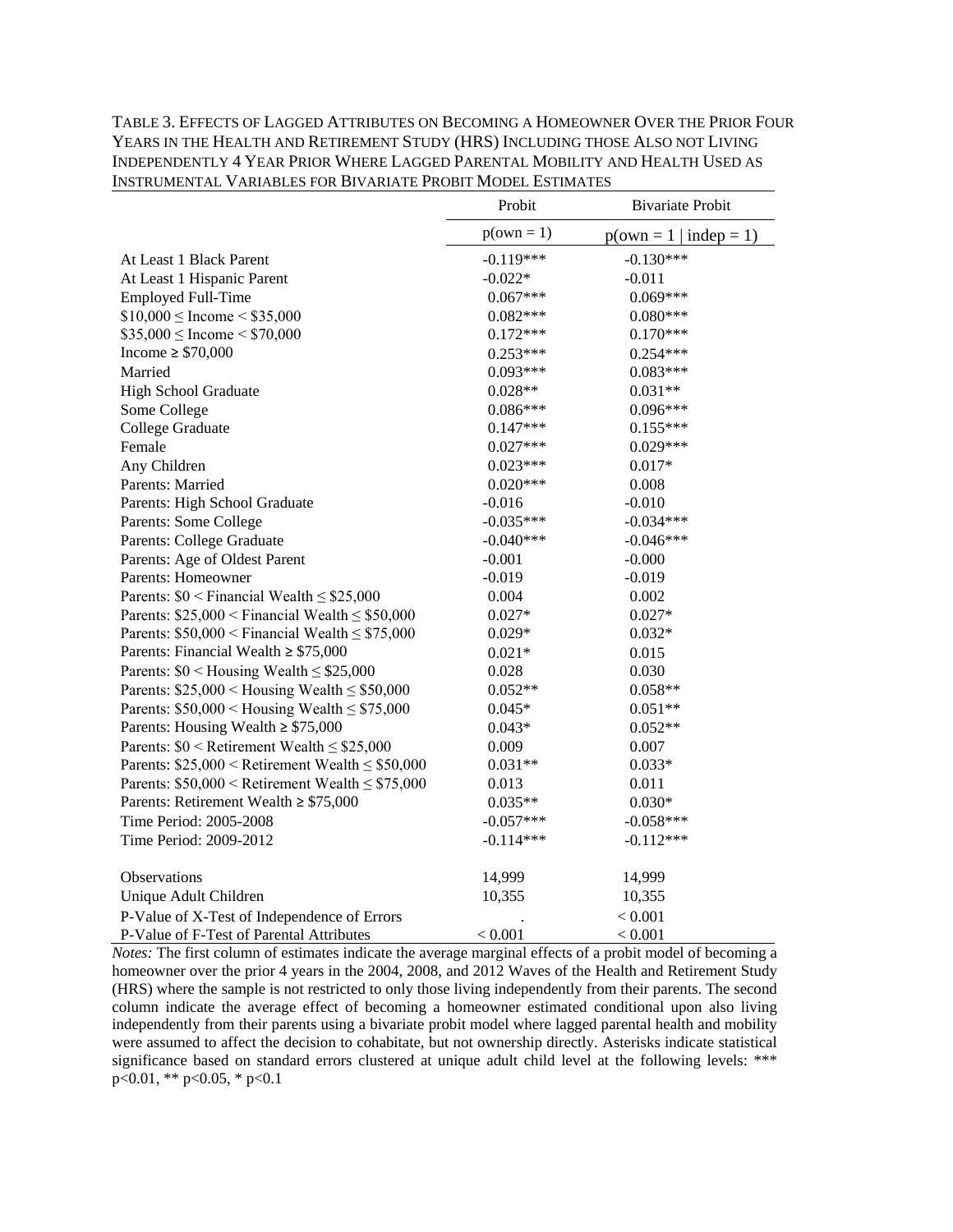TABLE 3. EFFECTS OF LAGGED ATTRIBUTES ON BECOMING A HOMEOWNER OVER THE PRIOR FOUR YEARS IN THE HEALTH AND RETIREMENT STUDY (HRS) INCLUDING THOSE ALSO NOT LIVING INDEPENDENTLY 4 YEAR PRIOR WHERE LAGGED PARENTAL MOBILITY AND HEALTH USED AS INSTRUMENTAL VARIABLES FOR BIVARIATE PROBIT MODEL ESTIMATES

| | Probit | Bivariate Probit |
|---|---|---|
| | p(own = 1) | p(own = 1 \| indep = 1) |
| At Least 1 Black Parent | -0.119*** | -0.130*** |
| At Least 1 Hispanic Parent | -0.022* | -0.011 |
| Employed Full-Time | 0.067*** | 0.069*** |
| $10,000 ≤ Income < $35,000 | 0.082*** | 0.080*** |
| $35,000 ≤ Income < $70,000 | 0.172*** | 0.170*** |
| Income ≥ $70,000 | 0.253*** | 0.254*** |
| Married | 0.093*** | 0.083*** |
| High School Graduate | 0.028** | 0.031** |
| Some College | 0.086*** | 0.096*** |
| College Graduate | 0.147*** | 0.155*** |
| Female | 0.027*** | 0.029*** |
| Any Children | 0.023*** | 0.017* |
| Parents: Married | 0.020*** | 0.008 |
| Parents: High School Graduate | -0.016 | -0.010 |
| Parents: Some College | -0.035*** | -0.034*** |
| Parents: College Graduate | -0.040*** | -0.046*** |
| Parents: Age of Oldest Parent | -0.001 | -0.000 |
| Parents: Homeowner | -0.019 | -0.019 |
| Parents: $0 < Financial Wealth ≤ $25,000 | 0.004 | 0.002 |
| Parents: $25,000 < Financial Wealth ≤ $50,000 | 0.027* | 0.027* |
| Parents: $50,000 < Financial Wealth ≤ $75,000 | 0.029* | 0.032* |
| Parents: Financial Wealth ≥ $75,000 | 0.021* | 0.015 |
| Parents: $0 < Housing Wealth ≤ $25,000 | 0.028 | 0.030 |
| Parents: $25,000 < Housing Wealth ≤ $50,000 | 0.052** | 0.058** |
| Parents: $50,000 < Housing Wealth ≤ $75,000 | 0.045* | 0.051** |
| Parents: Housing Wealth ≥ $75,000 | 0.043* | 0.052** |
| Parents: $0 < Retirement Wealth ≤ $25,000 | 0.009 | 0.007 |
| Parents: $25,000 < Retirement Wealth ≤ $50,000 | 0.031** | 0.033* |
| Parents: $50,000 < Retirement Wealth ≤ $75,000 | 0.013 | 0.011 |
| Parents: Retirement Wealth ≥ $75,000 | 0.035** | 0.030* |
| Time Period: 2005-2008 | -0.057*** | -0.058*** |
| Time Period: 2009-2012 | -0.114*** | -0.112*** |
| | | |
| Observations | 14,999 | 14,999 |
| Unique Adult Children | 10,355 | 10,355 |
| P-Value of X-Test of Independence of Errors | . | < 0.001 |
| P-Value of F-Test of Parental Attributes | < 0.001 | < 0.001 |

*Notes:* The first column of estimates indicate the average marginal effects of a probit model of becoming a homeowner over the prior 4 years in the 2004, 2008, and 2012 Waves of the Health and Retirement Study (HRS) where the sample is not restricted to only those living independently from their parents. The second column indicate the average effect of becoming a homeowner estimated conditional upon also living independently from their parents using a bivariate probit model where lagged parental health and mobility were assumed to affect the decision to cohabitate, but not ownership directly. Asterisks indicate statistical significance based on standard errors clustered at unique adult child level at the following levels: *** $p<0.01$, ** $p<0.05$, * $p<0.1$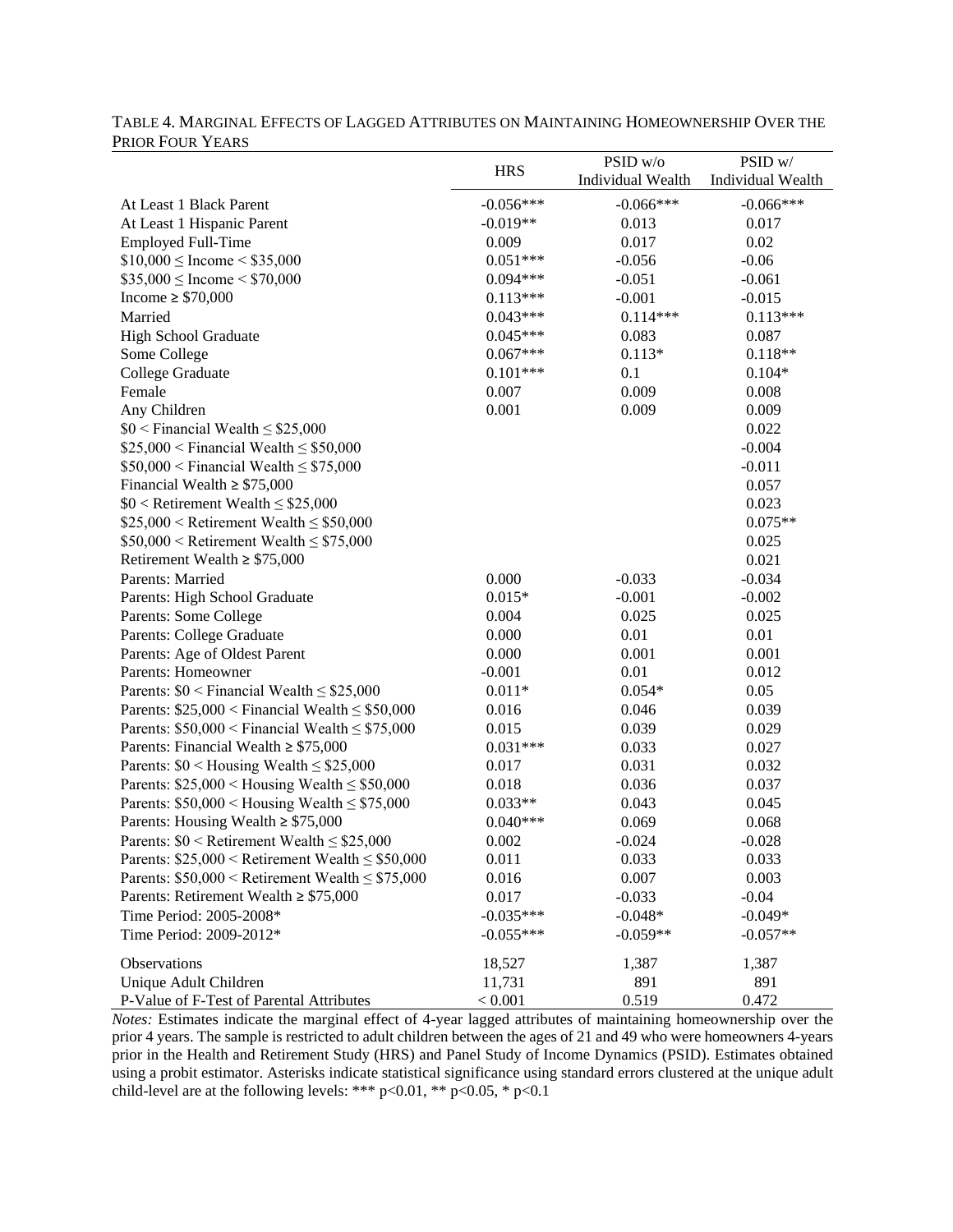TABLE 4. MARGINAL EFFECTS OF LAGGED ATTRIBUTES ON MAINTAINING HOMEOWNERSHIP OVER THE PRIOR FOUR YEARS

| | HRS | PSID w/o Individual Wealth | PSID w/ Individual Wealth |
|---|---|---|---|
| At Least 1 Black Parent | -0.056*** | -0.066*** | -0.066*** |
| At Least 1 Hispanic Parent | -0.019** | 0.013 | 0.017 |
| Employed Full-Time | 0.009 | 0.017 | 0.02 |
| $10,000 ≤ Income < $35,000 | 0.051*** | -0.056 | -0.06 |
| $35,000 ≤ Income < $70,000 | 0.094*** | -0.051 | -0.061 |
| Income ≥ $70,000 | 0.113*** | -0.001 | -0.015 |
| Married | 0.043*** | 0.114*** | 0.113*** |
| High School Graduate | 0.045*** | 0.083 | 0.087 |
| Some College | 0.067*** | 0.113* | 0.118** |
| College Graduate | 0.101*** | 0.1 | 0.104* |
| Female | 0.007 | 0.009 | 0.008 |
| Any Children | 0.001 | 0.009 | 0.009 |
| $0 < Financial Wealth ≤ $25,000 | | | 0.022 |
| $25,000 < Financial Wealth ≤ $50,000 | | | -0.004 |
| $50,000 < Financial Wealth ≤ $75,000 | | | -0.011 |
| Financial Wealth ≥ $75,000 | | | 0.057 |
| $0 < Retirement Wealth ≤ $25,000 | | | 0.023 |
| $25,000 < Retirement Wealth ≤ $50,000 | | | 0.075** |
| $50,000 < Retirement Wealth ≤ $75,000 | | | 0.025 |
| Retirement Wealth ≥ $75,000 | | | 0.021 |
| Parents: Married | 0.000 | -0.033 | -0.034 |
| Parents: High School Graduate | 0.015* | -0.001 | -0.002 |
| Parents: Some College | 0.004 | 0.025 | 0.025 |
| Parents: College Graduate | 0.000 | 0.01 | 0.01 |
| Parents: Age of Oldest Parent | 0.000 | 0.001 | 0.001 |
| Parents: Homeowner | -0.001 | 0.01 | 0.012 |
| Parents: $0 < Financial Wealth ≤ $25,000 | 0.011* | 0.054* | 0.05 |
| Parents: $25,000 < Financial Wealth ≤ $50,000 | 0.016 | 0.046 | 0.039 |
| Parents: $50,000 < Financial Wealth ≤ $75,000 | 0.015 | 0.039 | 0.029 |
| Parents: Financial Wealth ≥ $75,000 | 0.031*** | 0.033 | 0.027 |
| Parents: $0 < Housing Wealth ≤ $25,000 | 0.017 | 0.031 | 0.032 |
| Parents: $25,000 < Housing Wealth ≤ $50,000 | 0.018 | 0.036 | 0.037 |
| Parents: $50,000 < Housing Wealth ≤ $75,000 | 0.033** | 0.043 | 0.045 |
| Parents: Housing Wealth ≥ $75,000 | 0.040*** | 0.069 | 0.068 |
| Parents: $0 < Retirement Wealth ≤ $25,000 | 0.002 | -0.024 | -0.028 |
| Parents: $25,000 < Retirement Wealth ≤ $50,000 | 0.011 | 0.033 | 0.033 |
| Parents: $50,000 < Retirement Wealth ≤ $75,000 | 0.016 | 0.007 | 0.003 |
| Parents: Retirement Wealth ≥ $75,000 | 0.017 | -0.033 | -0.04 |
| Time Period: 2005-2008* | -0.035*** | -0.048* | -0.049* |
| Time Period: 2009-2012* | -0.055*** | -0.059** | -0.057** |
| Observations | 18,527 | 1,387 | 1,387 |
| Unique Adult Children | 11,731 | 891 | 891 |
| P-Value of F-Test of Parental Attributes | < 0.001 | 0.519 | 0.472 |

*Notes:* Estimates indicate the marginal effect of 4-year lagged attributes of maintaining homeownership over the prior 4 years. The sample is restricted to adult children between the ages of 21 and 49 who were homeowners 4-years prior in the Health and Retirement Study (HRS) and Panel Study of Income Dynamics (PSID). Estimates obtained using a probit estimator. Asterisks indicate statistical significance using standard errors clustered at the unique adult child-level are at the following levels: *** $p<0.01$, ** $p<0.05$, * $p<0.1$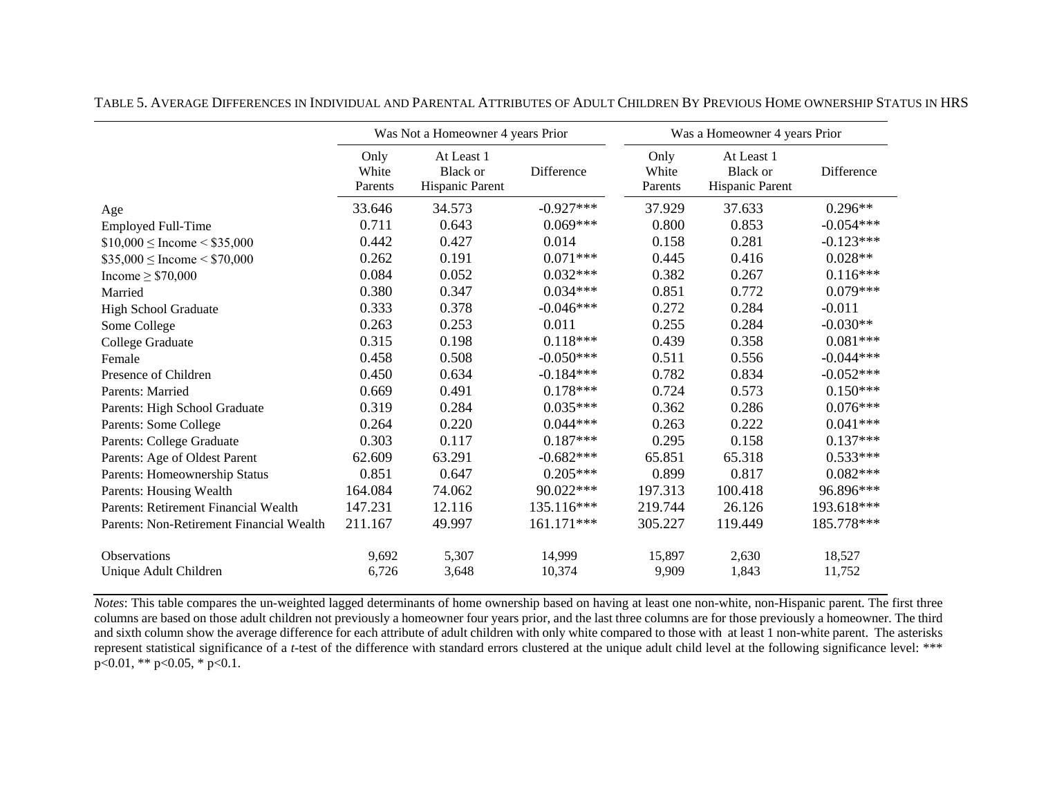TABLE 5. AVERAGE DIFFERENCES IN INDIVIDUAL AND PARENTAL ATTRIBUTES OF ADULT CHILDREN BY PREVIOUS HOME OWNERSHIP STATUS IN HRS

| | Was Not a Homeowner 4 years Prior | | | Was a Homeowner 4 years Prior | | |
|---|---|---|---|---|---|---|
| | Only White Parents | At Least 1 Black or Hispanic Parent | Difference | Only White Parents | At Least 1 Black or Hispanic Parent | Difference |
| Age | 33.646 | 34.573 | -0.927*** | 37.929 | 37.633 | 0.296** |
| Employed Full-Time | 0.711 | 0.643 | 0.069*** | 0.800 | 0.853 | -0.054*** |
| \$10,000 ≤ Income < \$35,000 | 0.442 | 0.427 | 0.014 | 0.158 | 0.281 | -0.123*** |
| \$35,000 ≤ Income < \$70,000 | 0.262 | 0.191 | 0.071*** | 0.445 | 0.416 | 0.028** |
| Income ≥ \$70,000 | 0.084 | 0.052 | 0.032*** | 0.382 | 0.267 | 0.116*** |
| Married | 0.380 | 0.347 | 0.034*** | 0.851 | 0.772 | 0.079*** |
| High School Graduate | 0.333 | 0.378 | -0.046*** | 0.272 | 0.284 | -0.011 |
| Some College | 0.263 | 0.253 | 0.011 | 0.255 | 0.284 | -0.030** |
| College Graduate | 0.315 | 0.198 | 0.118*** | 0.439 | 0.358 | 0.081*** |
| Female | 0.458 | 0.508 | -0.050*** | 0.511 | 0.556 | -0.044*** |
| Presence of Children | 0.450 | 0.634 | -0.184*** | 0.782 | 0.834 | -0.052*** |
| Parents: Married | 0.669 | 0.491 | 0.178*** | 0.724 | 0.573 | 0.150*** |
| Parents: High School Graduate | 0.319 | 0.284 | 0.035*** | 0.362 | 0.286 | 0.076*** |
| Parents: Some College | 0.264 | 0.220 | 0.044*** | 0.263 | 0.222 | 0.041*** |
| Parents: College Graduate | 0.303 | 0.117 | 0.187*** | 0.295 | 0.158 | 0.137*** |
| Parents: Age of Oldest Parent | 62.609 | 63.291 | -0.682*** | 65.851 | 65.318 | 0.533*** |
| Parents: Homeownership Status | 0.851 | 0.647 | 0.205*** | 0.899 | 0.817 | 0.082*** |
| Parents: Housing Wealth | 164.084 | 74.062 | 90.022*** | 197.313 | 100.418 | 96.896*** |
| Parents: Retirement Financial Wealth | 147.231 | 12.116 | 135.116*** | 219.744 | 26.126 | 193.618*** |
| Parents: Non-Retirement Financial Wealth | 211.167 | 49.997 | 161.171*** | 305.227 | 119.449 | 185.778*** |
| Observations | 9,692 | 5,307 | 14,999 | 15,897 | 2,630 | 18,527 |
| Unique Adult Children | 6,726 | 3,648 | 10,374 | 9,909 | 1,843 | 11,752 |

*Notes*: This table compares the un-weighted lagged determinants of home ownership based on having at least one non-white, non-Hispanic parent. The first three columns are based on those adult children not previously a homeowner four years prior, and the last three columns are for those previously a homeowner. The third and sixth column show the average difference for each attribute of adult children with only white compared to those with at least 1 non-white parent. The asterisks represent statistical significance of a *t*-test of the difference with standard errors clustered at the unique adult child level at the following significance level: *** $p<0.01$, ** $p<0.05$, * $p<0.1$.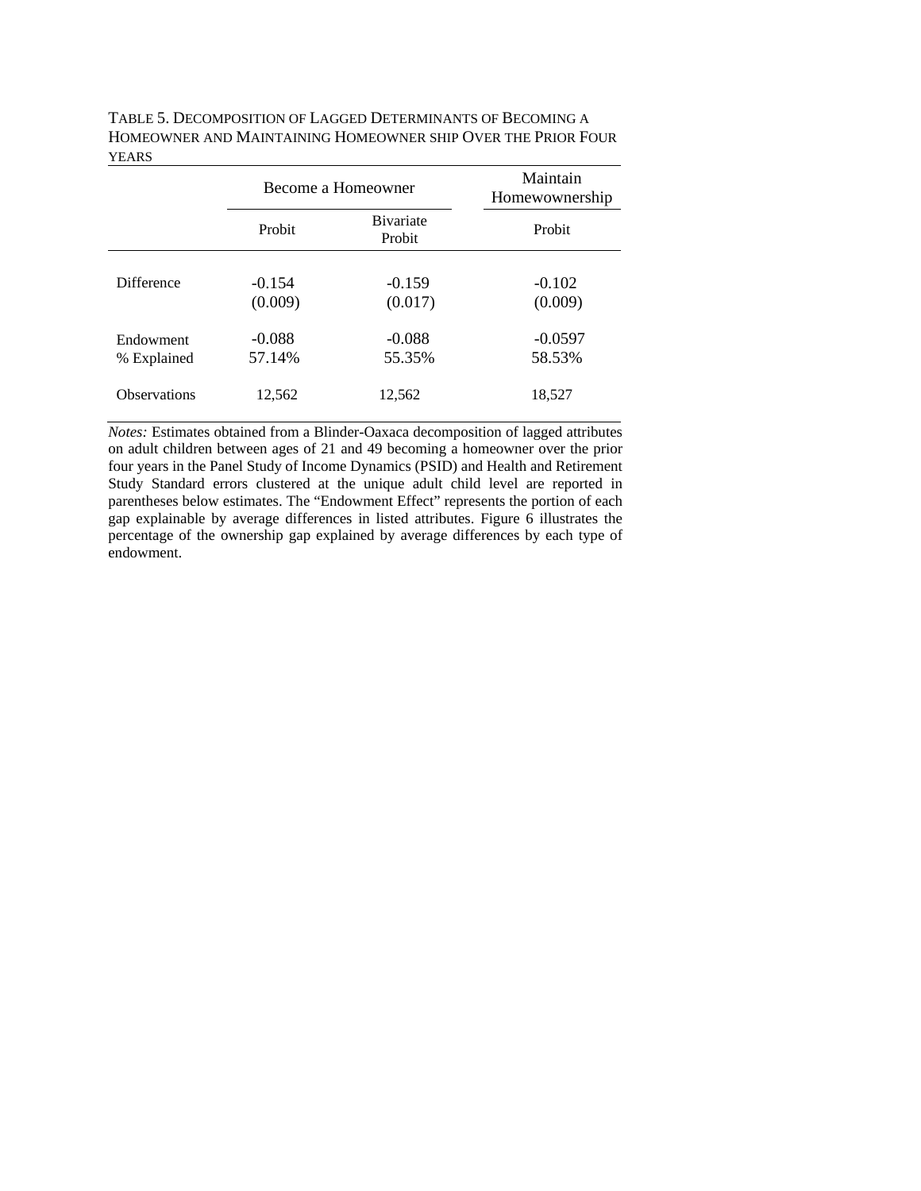TABLE 5. DECOMPOSITION OF LAGGED DETERMINANTS OF BECOMING A HOMEOWNER AND MAINTAINING HOMEOWNER SHIP OVER THE PRIOR FOUR YEARS

| | Become a Homeowner | | Maintain Homewownership |
|---|---|---|---|
| | Probit | Bivariate Probit | Probit |
| Difference | -0.154 | -0.159 | -0.102 |
| | (0.009) | (0.017) | (0.009) |
| Endowment | -0.088 | -0.088 | -0.0597 |
| % Explained | 57.14% | 55.35% | 58.53% |
| Observations | 12,562 | 12,562 | 18,527 |

*Notes:* Estimates obtained from a Blinder-Oaxaca decomposition of lagged attributes on adult children between ages of 21 and 49 becoming a homeowner over the prior four years in the Panel Study of Income Dynamics (PSID) and Health and Retirement Study Standard errors clustered at the unique adult child level are reported in parentheses below estimates. The "Endowment Effect" represents the portion of each gap explainable by average differences in listed attributes. Figure 6 illustrates the percentage of the ownership gap explained by average differences by each type of endowment.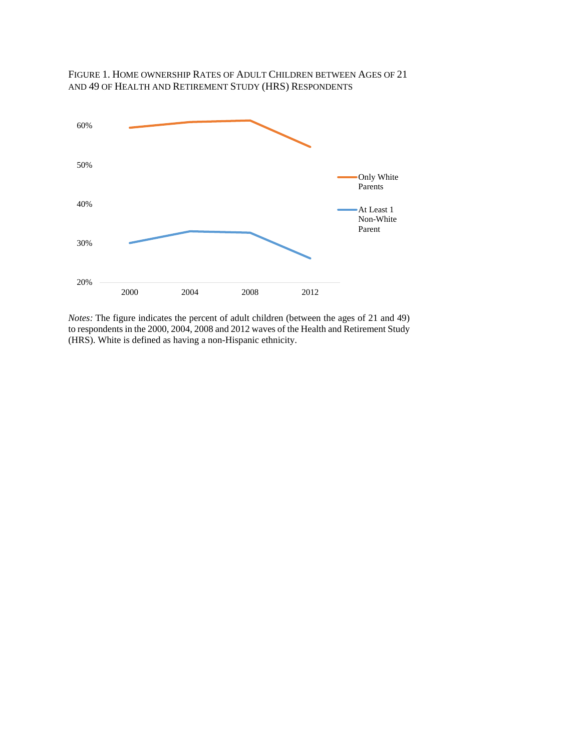FIGURE 1. HOME OWNERSHIP RATES OF ADULT CHILDREN BETWEEN AGES OF 21 AND 49 OF HEALTH AND RETIREMENT STUDY (HRS) RESPONDENTS

*Notes:* The figure indicates the percent of adult children (between the ages of 21 and 49) to respondents in the 2000, 2004, 2008 and 2012 waves of the Health and Retirement Study (HRS). White is defined as having a non-Hispanic ethnicity.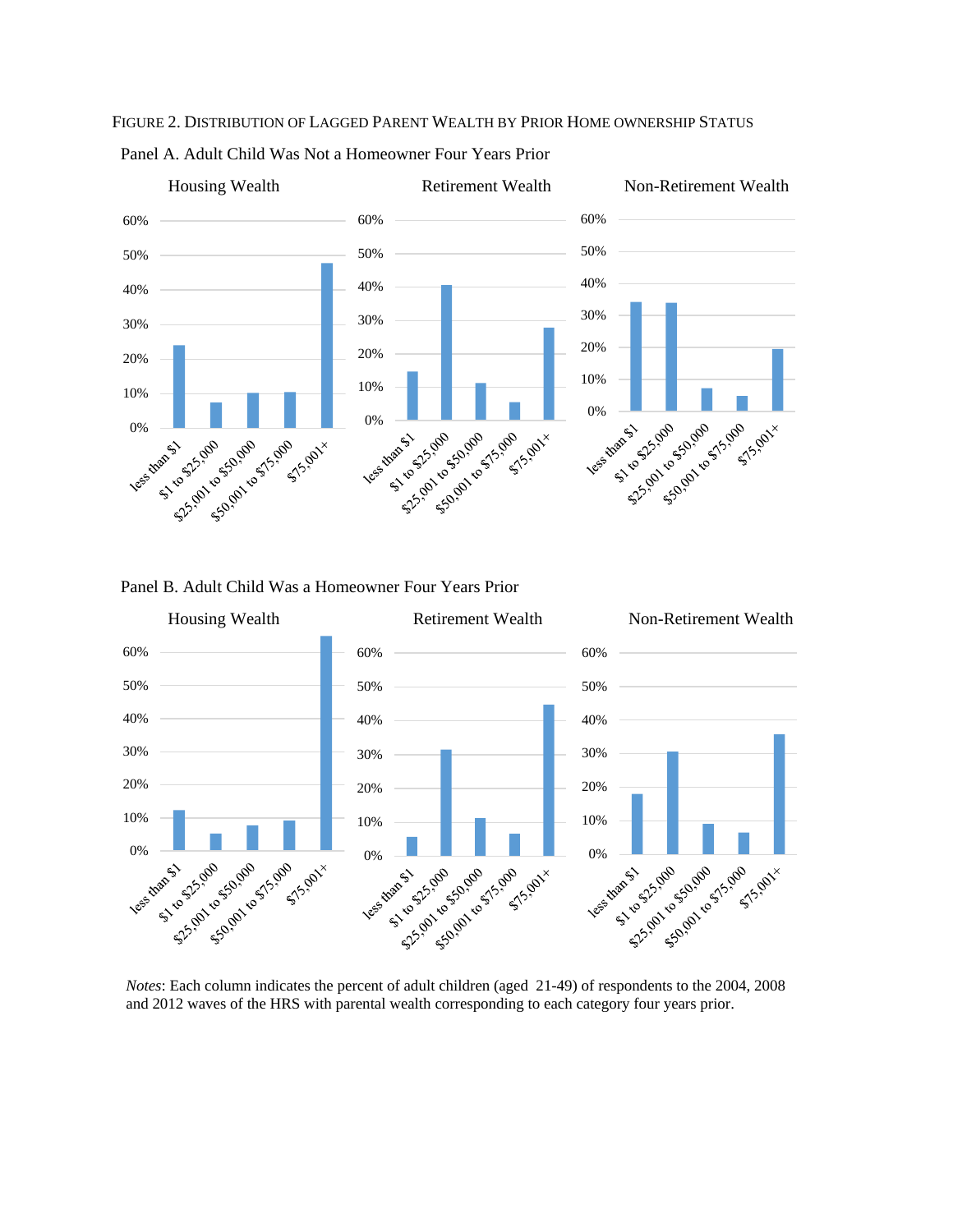FIGURE 2. DISTRIBUTION OF LAGGED PARENT WEALTH BY PRIOR HOME OWNERSHIP STATUS

Panel A. Adult Child Was Not a Homeowner Four Years Prior

Housing Wealth

Retirement Wealth

Non-Retirement Wealth

Panel B. Adult Child Was a Homeowner Four Years Prior

Housing Wealth

Retirement Wealth

Non-Retirement Wealth

*Notes*: Each column indicates the percent of adult children (aged 21-49) of respondents to the 2004, 2008 and 2012 waves of the HRS with parental wealth corresponding to each category four years prior.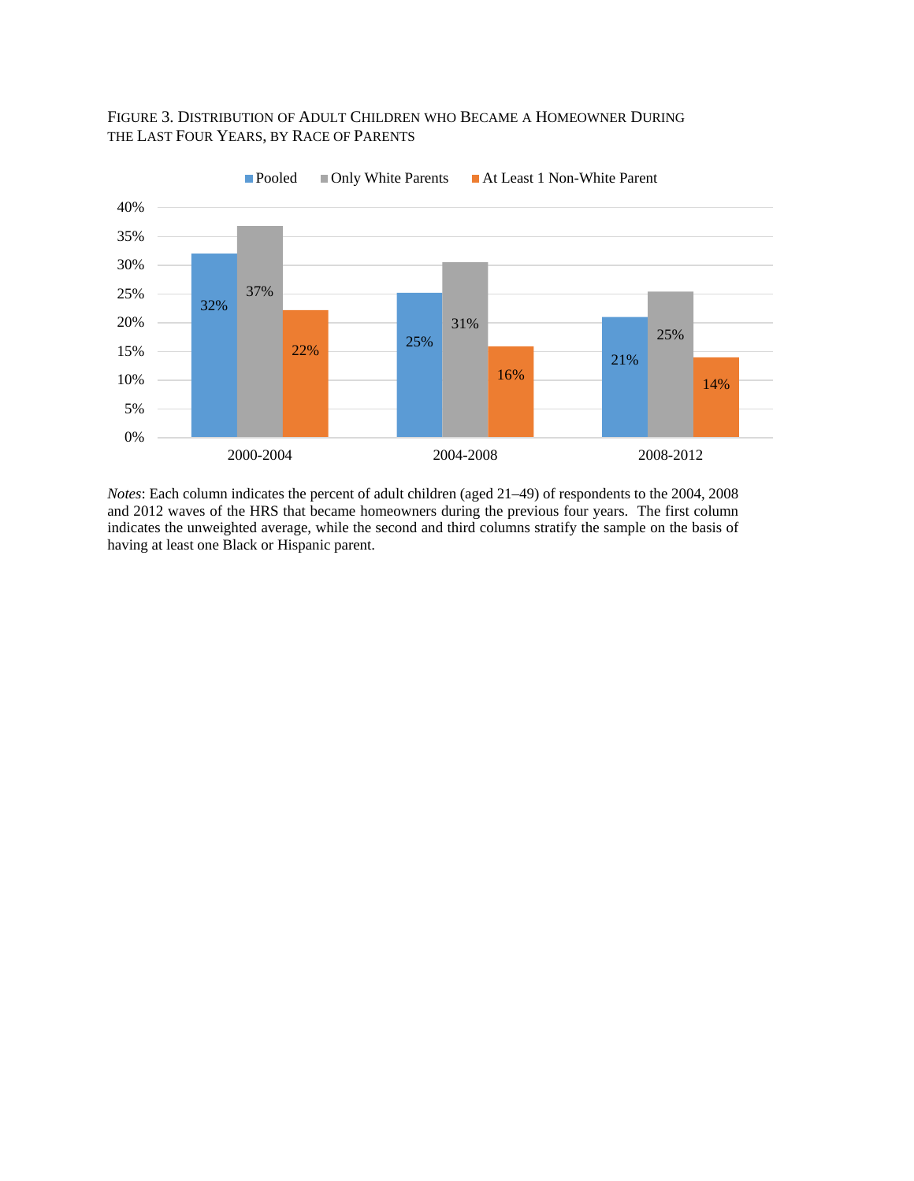FIGURE 3. DISTRIBUTION OF ADULT CHILDREN WHO BECAME A HOMEOWNER DURING THE LAST FOUR YEARS, BY RACE OF PARENTS

| | Pooled | Only White Parents | At Least 1 Non-White Parent |
|---|---|---|---|
| 2000-2004 | 32% | 37% | 22% |
| 2004-2008 | 25% | 31% | 16% |
| 2008-2012 | 21% | 25% | 14% |

*Notes*: Each column indicates the percent of adult children (aged 21–49) of respondents to the 2004, 2008 and 2012 waves of the HRS that became homeowners during the previous four years. The first column indicates the unweighted average, while the second and third columns stratify the sample on the basis of having at least one Black or Hispanic parent.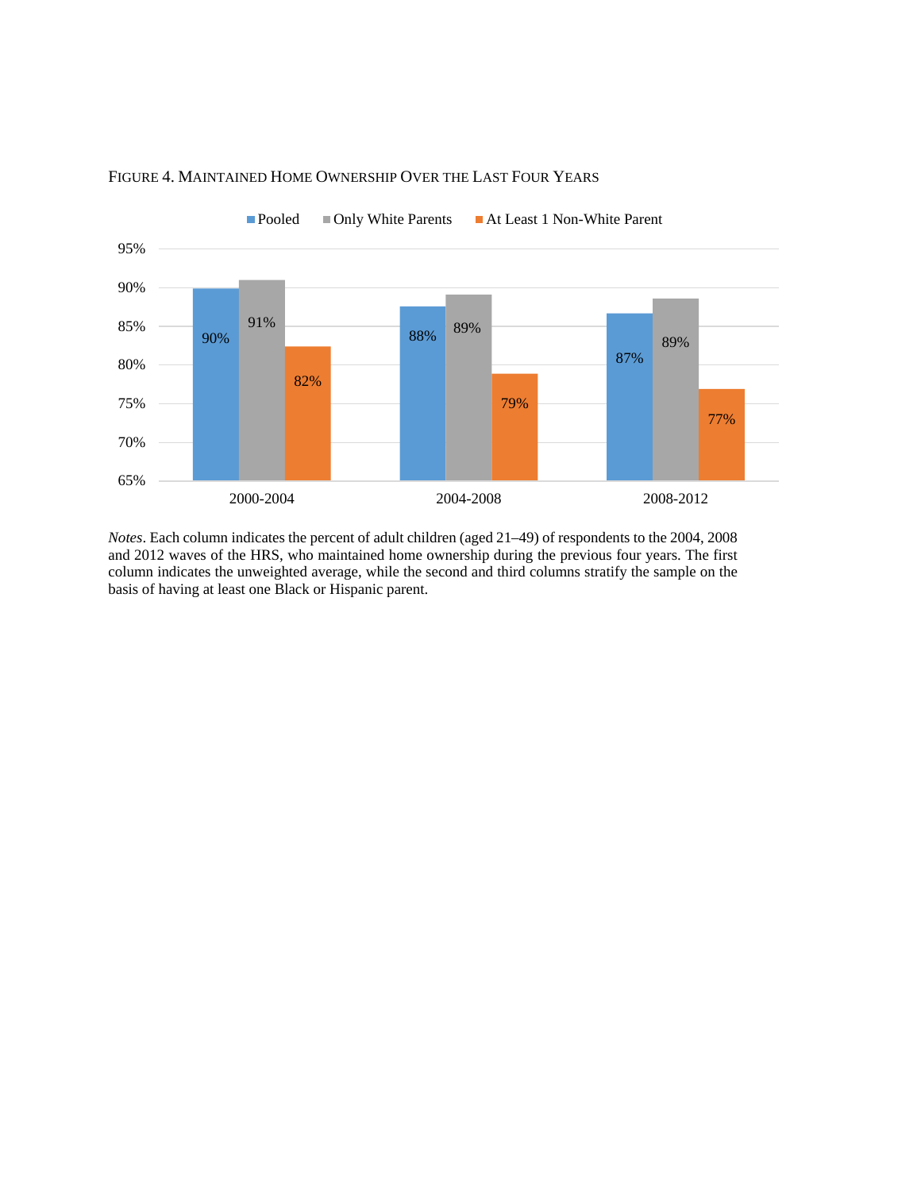FIGURE 4. MAINTAINED HOME OWNERSHIP OVER THE LAST FOUR YEARS

| | Pooled | Only White Parents | At Least 1 Non-White Parent |
|---|---|---|---|
| 2000-2004 | 90% | 91% | 82% |
| 2004-2008 | 88% | 89% | 79% |
| 2008-2012 | 87% | 89% | 77% |

*Notes*. Each column indicates the percent of adult children (aged 21–49) of respondents to the 2004, 2008 and 2012 waves of the HRS, who maintained home ownership during the previous four years. The first column indicates the unweighted average, while the second and third columns stratify the sample on the basis of having at least one Black or Hispanic parent.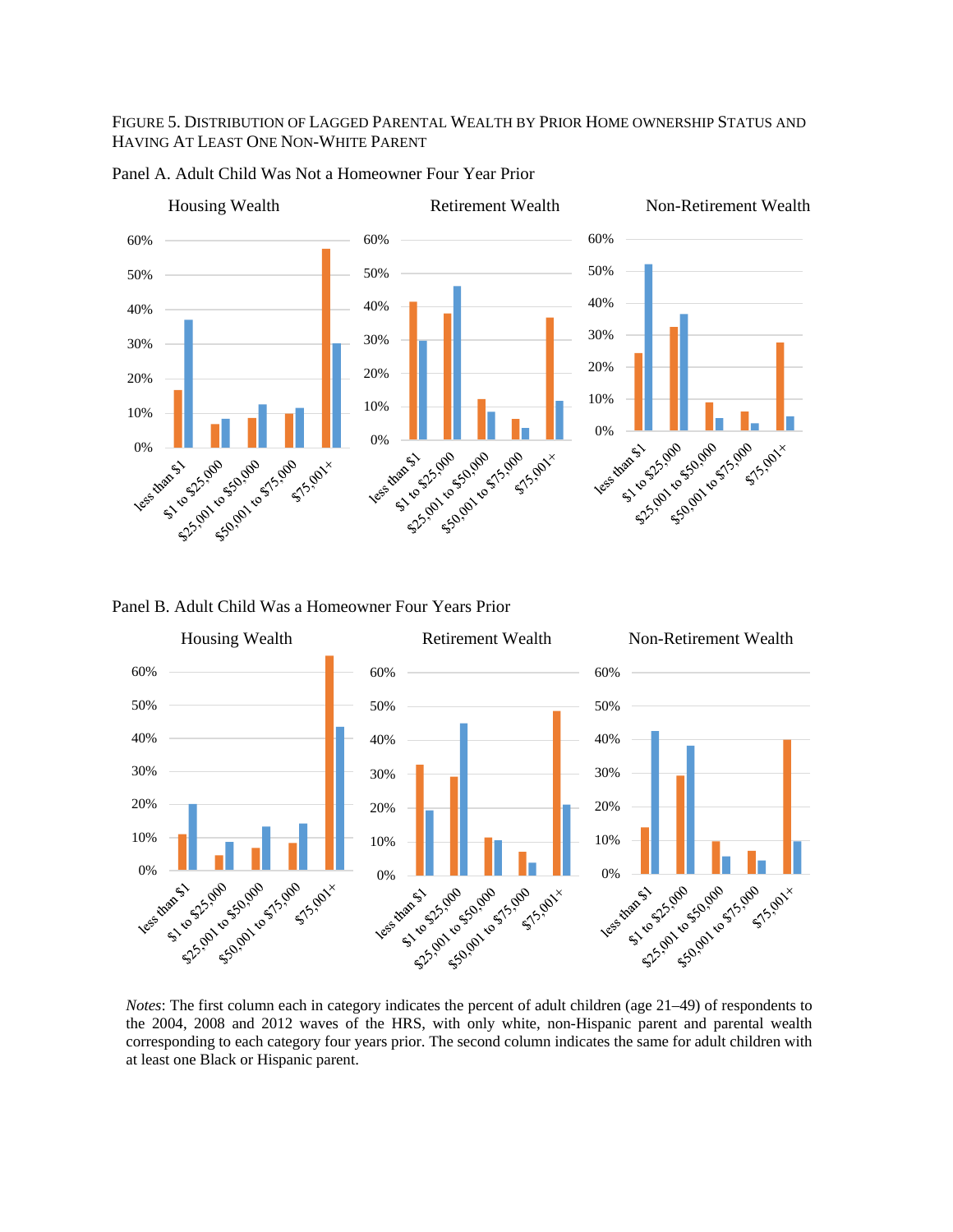FIGURE 5. DISTRIBUTION OF LAGGED PARENTAL WEALTH BY PRIOR HOME OWNERSHIP STATUS AND HAVING AT LEAST ONE NON-WHITE PARENT

Panel A. Adult Child Was Not a Homeowner Four Year Prior

Housing Wealth

Retirement Wealth

Non-Retirement Wealth

Panel B. Adult Child Was a Homeowner Four Years Prior

Housing Wealth

Retirement Wealth

Non-Retirement Wealth

*Notes*: The first column each in category indicates the percent of adult children (age 21–49) of respondents to the 2004, 2008 and 2012 waves of the HRS, with only white, non-Hispanic parent and parental wealth corresponding to each category four years prior. The second column indicates the same for adult children with at least one Black or Hispanic parent.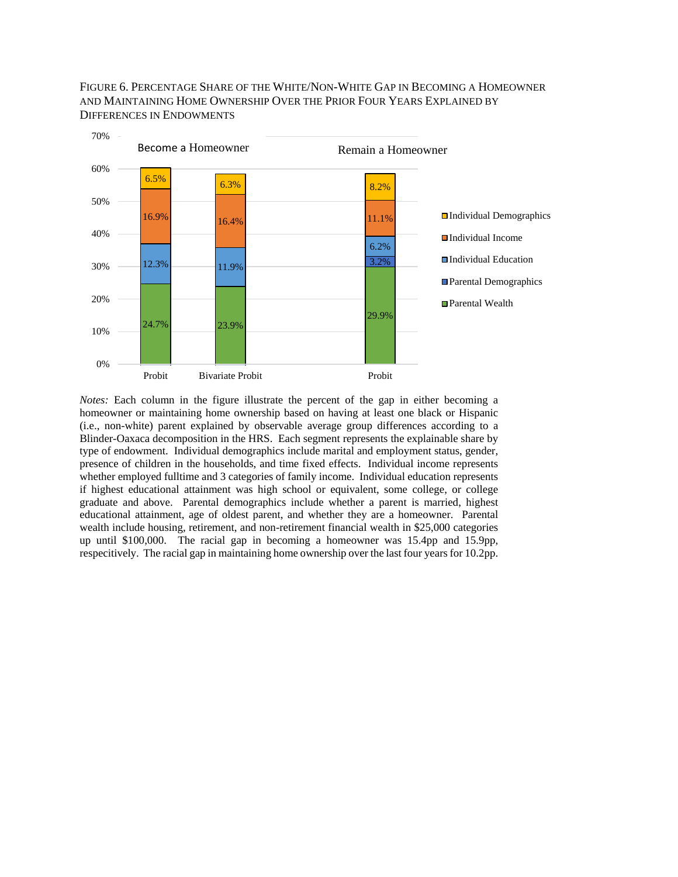FIGURE 6. PERCENTAGE SHARE OF THE WHITE/NON-WHITE GAP IN BECOMING A HOMEOWNER AND MAINTAINING HOME OWNERSHIP OVER THE PRIOR FOUR YEARS EXPLAINED BY DIFFERENCES IN ENDOWMENTS

| | Become a Homeowner: Probit | Become a Homeowner: Bivariate Probit | Remain a Homeowner: Probit |
|---|---|---|---|
| Individual Demographics | 6.5% | 6.3% | 8.2% |
| Individual Income | 16.9% | 16.4% | 11.1% |
| Individual Education | 12.3% | 11.9% | 6.2% |
| Parental Demographics | | | 3.2% |
| Parental Wealth | 24.7% | 23.9% | 29.9% |

*Notes:* Each column in the figure illustrate the percent of the gap in either becoming a homeowner or maintaining home ownership based on having at least one black or Hispanic (i.e., non-white) parent explained by observable average group differences according to a Blinder-Oaxaca decomposition in the HRS. Each segment represents the explainable share by type of endowment. Individual demographics include marital and employment status, gender, presence of children in the households, and time fixed effects. Individual income represents whether employed fulltime and 3 categories of family income. Individual education represents if highest educational attainment was high school or equivalent, some college, or college graduate and above. Parental demographics include whether a parent is married, highest educational attainment, age of oldest parent, and whether they are a homeowner. Parental wealth include housing, retirement, and non-retirement financial wealth in $25,000 categories up until $100,000. The racial gap in becoming a homeowner was 15.4pp and 15.9pp, respecitively. The racial gap in maintaining home ownership over the last four years for 10.2pp.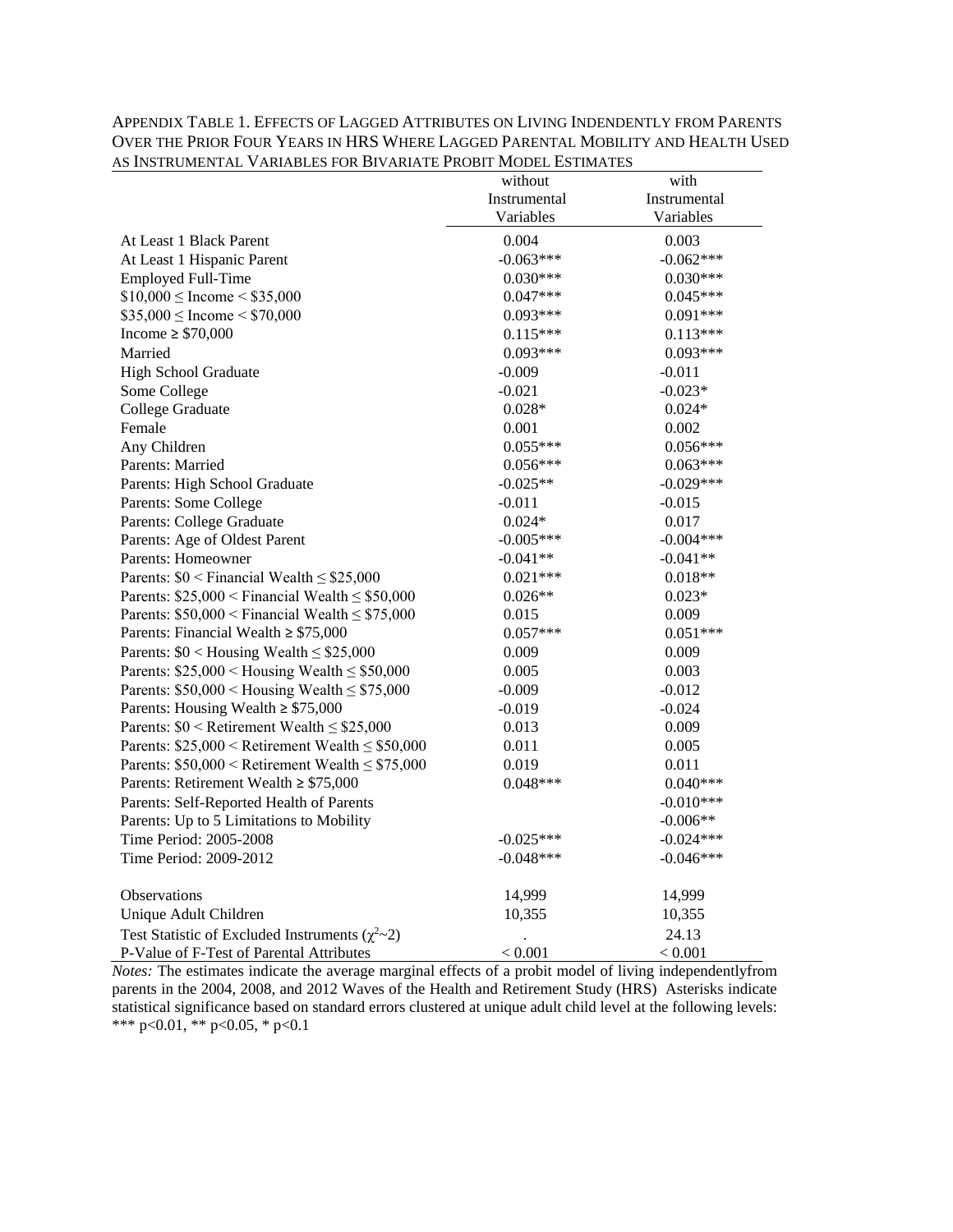APPENDIX TABLE 1. EFFECTS OF LAGGED ATTRIBUTES ON LIVING INDENDENTLY FROM PARENTS OVER THE PRIOR FOUR YEARS IN HRS WHERE LAGGED PARENTAL MOBILITY AND HEALTH USED AS INSTRUMENTAL VARIABLES FOR BIVARIATE PROBIT MODEL ESTIMATES

| | without Instrumental Variables | with Instrumental Variables |
|---|---|---|
| At Least 1 Black Parent | 0.004 | 0.003 |
| At Least 1 Hispanic Parent | -0.063*** | -0.062*** |
| Employed Full-Time | 0.030*** | 0.030*** |
| $10,000 ≤ Income < $35,000 | 0.047*** | 0.045*** |
| $35,000 ≤ Income < $70,000 | 0.093*** | 0.091*** |
| Income ≥ $70,000 | 0.115*** | 0.113*** |
| Married | 0.093*** | 0.093*** |
| High School Graduate | -0.009 | -0.011 |
| Some College | -0.021 | -0.023* |
| College Graduate | 0.028* | 0.024* |
| Female | 0.001 | 0.002 |
| Any Children | 0.055*** | 0.056*** |
| Parents: Married | 0.056*** | 0.063*** |
| Parents: High School Graduate | -0.025** | -0.029*** |
| Parents: Some College | -0.011 | -0.015 |
| Parents: College Graduate | 0.024* | 0.017 |
| Parents: Age of Oldest Parent | -0.005*** | -0.004*** |
| Parents: Homeowner | -0.041** | -0.041** |
| Parents: $0 < Financial Wealth ≤ $25,000 | 0.021*** | 0.018** |
| Parents: $25,000 < Financial Wealth ≤ $50,000 | 0.026** | 0.023* |
| Parents: $50,000 < Financial Wealth ≤ $75,000 | 0.015 | 0.009 |
| Parents: Financial Wealth ≥ $75,000 | 0.057*** | 0.051*** |
| Parents: $0 < Housing Wealth ≤ $25,000 | 0.009 | 0.009 |
| Parents: $25,000 < Housing Wealth ≤ $50,000 | 0.005 | 0.003 |
| Parents: $50,000 < Housing Wealth ≤ $75,000 | -0.009 | -0.012 |
| Parents: Housing Wealth ≥ $75,000 | -0.019 | -0.024 |
| Parents: $0 < Retirement Wealth ≤ $25,000 | 0.013 | 0.009 |
| Parents: $25,000 < Retirement Wealth ≤ $50,000 | 0.011 | 0.005 |
| Parents: $50,000 < Retirement Wealth ≤ $75,000 | 0.019 | 0.011 |
| Parents: Retirement Wealth ≥ $75,000 | 0.048*** | 0.040*** |
| Parents: Self-Reported Health of Parents | | -0.010*** |
| Parents: Up to 5 Limitations to Mobility | | -0.006** |
| Time Period: 2005-2008 | -0.025*** | -0.024*** |
| Time Period: 2009-2012 | -0.048*** | -0.046*** |
| | | |
| Observations | 14,999 | 14,999 |
| Unique Adult Children | 10,355 | 10,355 |
| Test Statistic of Excluded Instruments ($\chi^2$~2) | . | 24.13 |
| P-Value of F-Test of Parental Attributes | < 0.001 | < 0.001 |

*Notes:* The estimates indicate the average marginal effects of a probit model of living independentlyfrom parents in the 2004, 2008, and 2012 Waves of the Health and Retirement Study (HRS) Asterisks indicate statistical significance based on standard errors clustered at unique adult child level at the following levels: *** p<0.01, ** p<0.05, * p<0.1